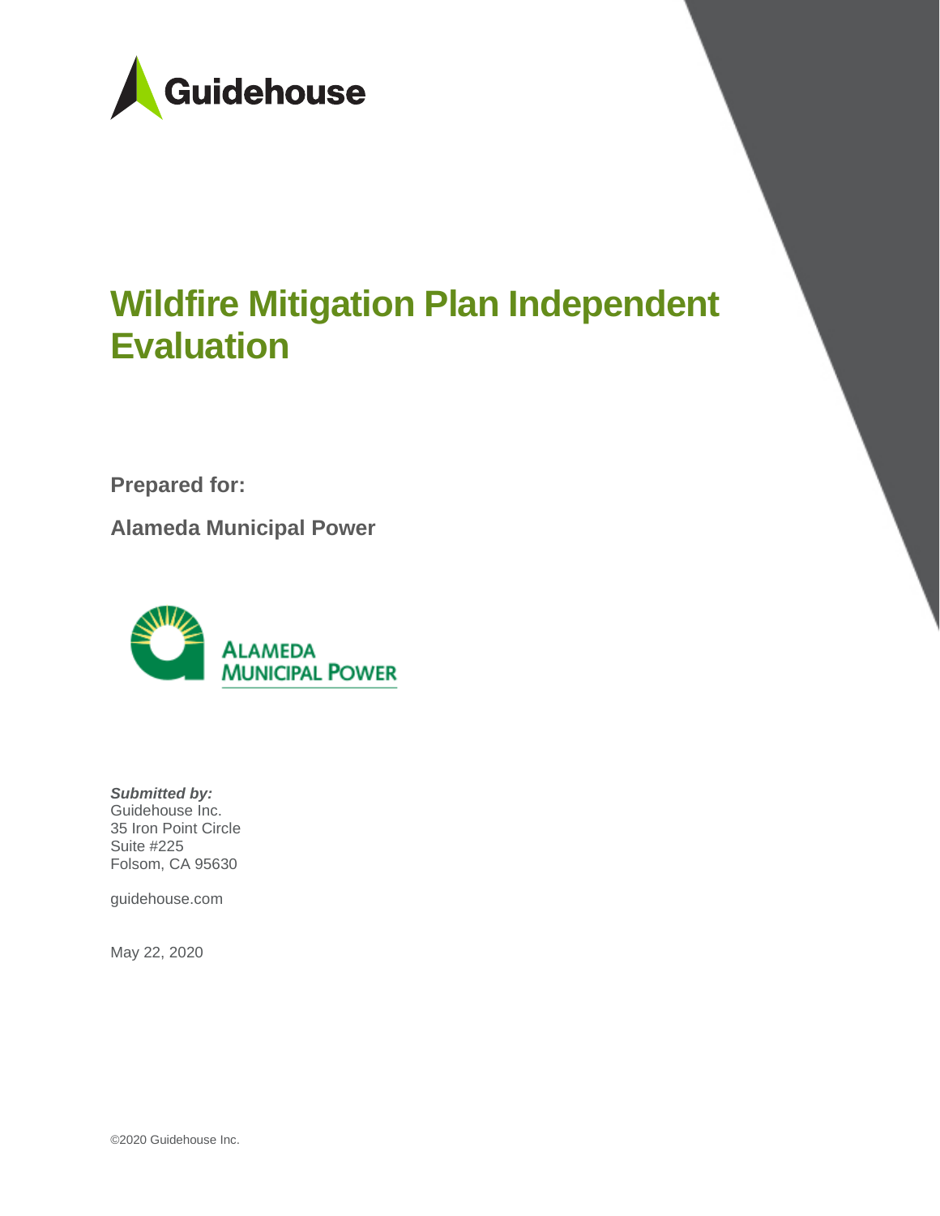Guidehouse

# Wildfire Mitigation Plan Independent Evaluation

**Prepared for:**

**Alameda Municipal Power**

ALAMEDA MUNICIPAL POWER

***Submitted by:***
Guidehouse Inc.
35 Iron Point Circle
Suite #225
Folsom, CA 95630

guidehouse.com

May 22, 2020

©2020 Guidehouse Inc.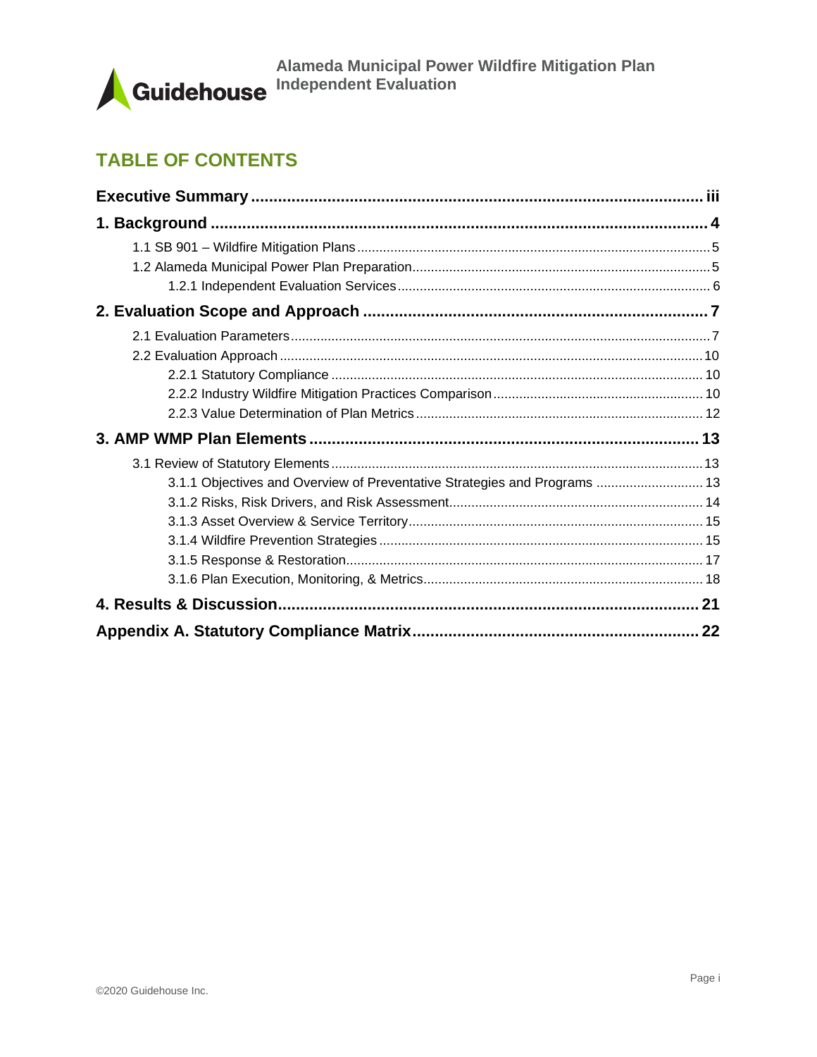# TABLE OF CONTENTS

**Executive Summary** .......... iii

**1. Background** .......... 4

- 1.1 SB 901 – Wildfire Mitigation Plans .......... 5
- 1.2 Alameda Municipal Power Plan Preparation .......... 5
  - 1.2.1 Independent Evaluation Services .......... 6

**2. Evaluation Scope and Approach** .......... 7

- 2.1 Evaluation Parameters .......... 7
- 2.2 Evaluation Approach .......... 10
  - 2.2.1 Statutory Compliance .......... 10
  - 2.2.2 Industry Wildfire Mitigation Practices Comparison .......... 10
  - 2.2.3 Value Determination of Plan Metrics .......... 12

**3. AMP WMP Plan Elements** .......... 13

- 3.1 Review of Statutory Elements .......... 13
  - 3.1.1 Objectives and Overview of Preventative Strategies and Programs .......... 13
  - 3.1.2 Risks, Risk Drivers, and Risk Assessment .......... 14
  - 3.1.3 Asset Overview & Service Territory .......... 15
  - 3.1.4 Wildfire Prevention Strategies .......... 15
  - 3.1.5 Response & Restoration .......... 17
  - 3.1.6 Plan Execution, Monitoring, & Metrics .......... 18

**4. Results & Discussion** .......... 21

**Appendix A. Statutory Compliance Matrix** .......... 22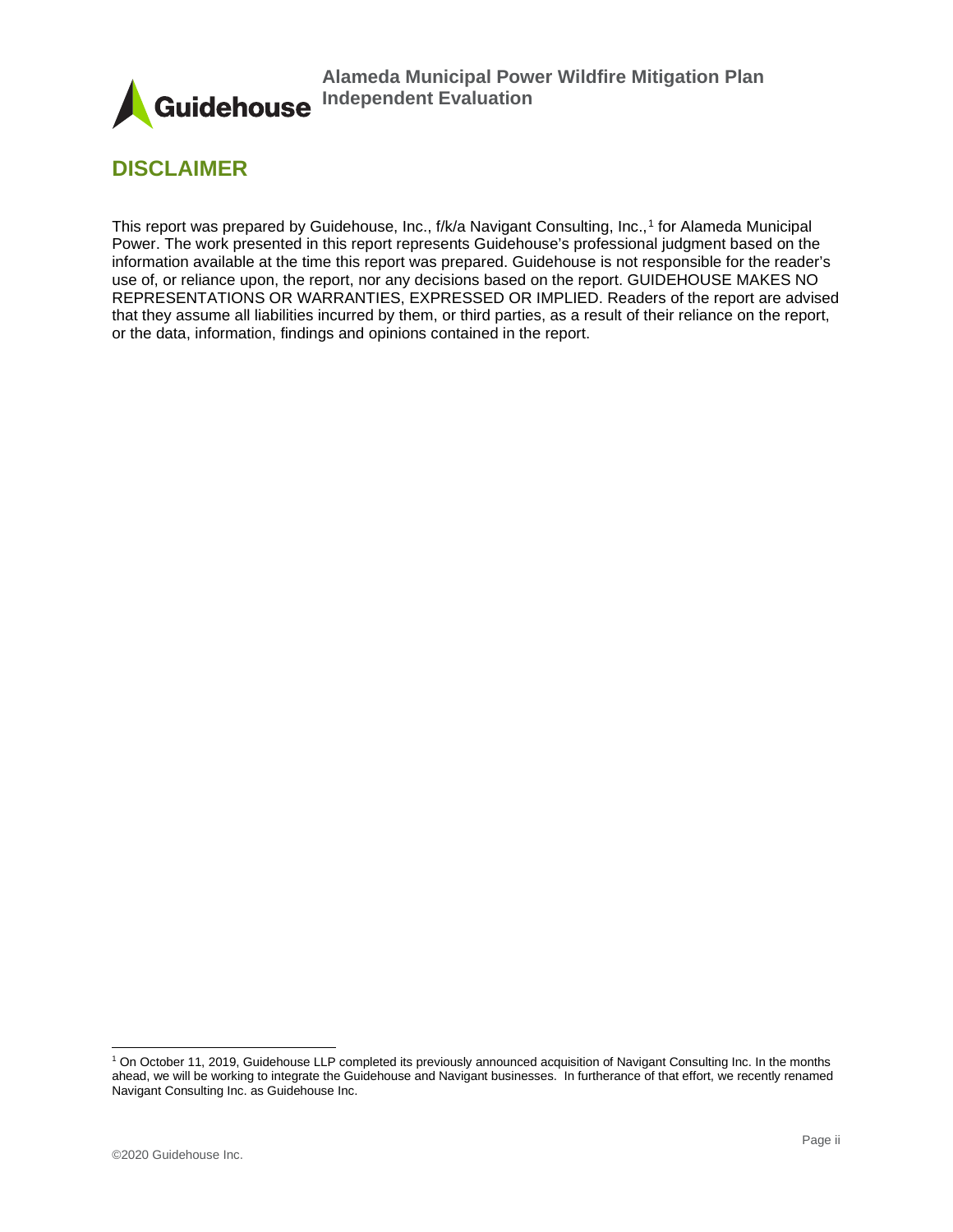# DISCLAIMER

This report was prepared by Guidehouse, Inc., f/k/a Navigant Consulting, Inc.,[1] for Alameda Municipal Power. The work presented in this report represents Guidehouse's professional judgment based on the information available at the time this report was prepared. Guidehouse is not responsible for the reader's use of, or reliance upon, the report, nor any decisions based on the report. GUIDEHOUSE MAKES NO REPRESENTATIONS OR WARRANTIES, EXPRESSED OR IMPLIED. Readers of the report are advised that they assume all liabilities incurred by them, or third parties, as a result of their reliance on the report, or the data, information, findings and opinions contained in the report.

[1] On October 11, 2019, Guidehouse LLP completed its previously announced acquisition of Navigant Consulting Inc. In the months ahead, we will be working to integrate the Guidehouse and Navigant businesses. In furtherance of that effort, we recently renamed Navigant Consulting Inc. as Guidehouse Inc.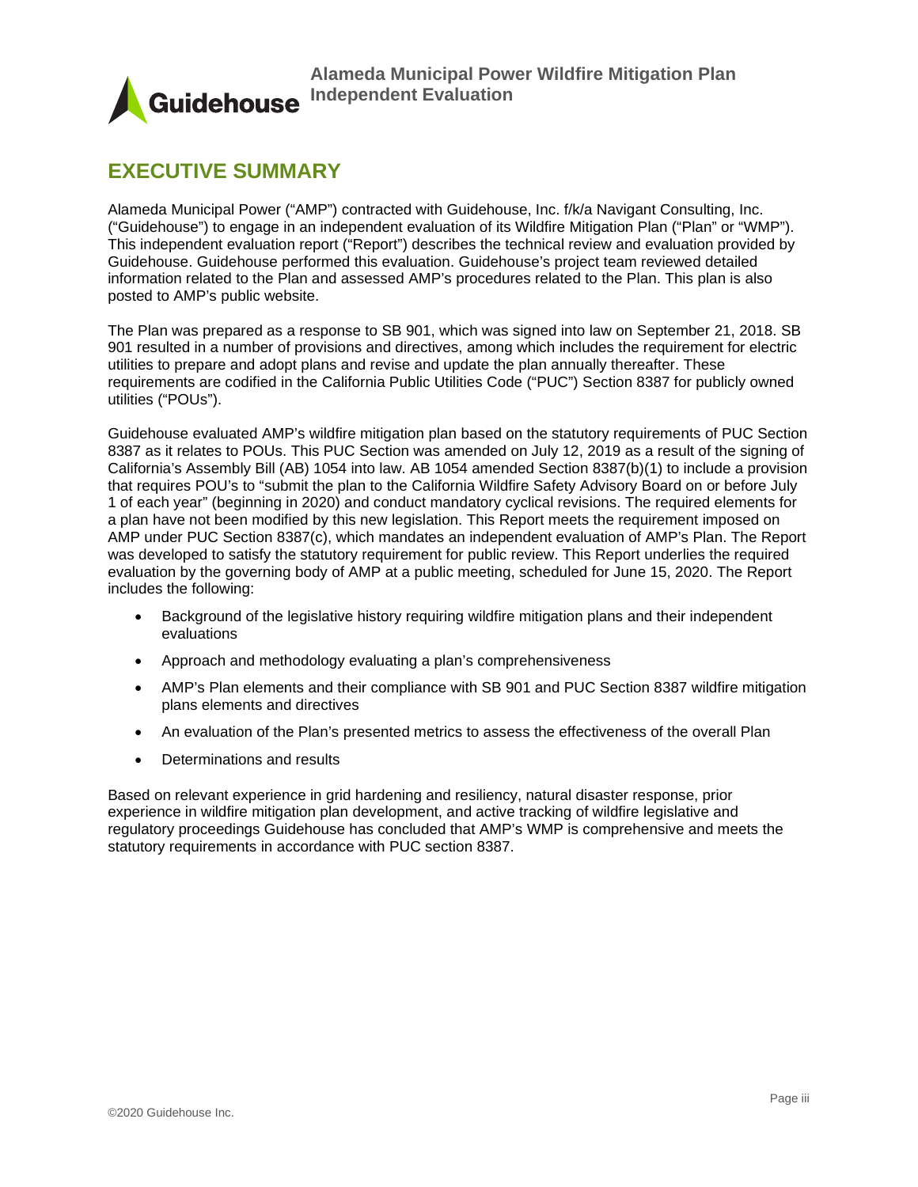# EXECUTIVE SUMMARY

Alameda Municipal Power ("AMP") contracted with Guidehouse, Inc. f/k/a Navigant Consulting, Inc. ("Guidehouse") to engage in an independent evaluation of its Wildfire Mitigation Plan ("Plan" or "WMP"). This independent evaluation report ("Report") describes the technical review and evaluation provided by Guidehouse. Guidehouse performed this evaluation. Guidehouse's project team reviewed detailed information related to the Plan and assessed AMP's procedures related to the Plan. This plan is also posted to AMP's public website.

The Plan was prepared as a response to SB 901, which was signed into law on September 21, 2018. SB 901 resulted in a number of provisions and directives, among which includes the requirement for electric utilities to prepare and adopt plans and revise and update the plan annually thereafter. These requirements are codified in the California Public Utilities Code ("PUC") Section 8387 for publicly owned utilities ("POUs").

Guidehouse evaluated AMP's wildfire mitigation plan based on the statutory requirements of PUC Section 8387 as it relates to POUs. This PUC Section was amended on July 12, 2019 as a result of the signing of California's Assembly Bill (AB) 1054 into law. AB 1054 amended Section 8387(b)(1) to include a provision that requires POU's to "submit the plan to the California Wildfire Safety Advisory Board on or before July 1 of each year" (beginning in 2020) and conduct mandatory cyclical revisions. The required elements for a plan have not been modified by this new legislation. This Report meets the requirement imposed on AMP under PUC Section 8387(c), which mandates an independent evaluation of AMP's Plan. The Report was developed to satisfy the statutory requirement for public review. This Report underlies the required evaluation by the governing body of AMP at a public meeting, scheduled for June 15, 2020. The Report includes the following:

- Background of the legislative history requiring wildfire mitigation plans and their independent evaluations
- Approach and methodology evaluating a plan's comprehensiveness
- AMP's Plan elements and their compliance with SB 901 and PUC Section 8387 wildfire mitigation plans elements and directives
- An evaluation of the Plan's presented metrics to assess the effectiveness of the overall Plan
- Determinations and results

Based on relevant experience in grid hardening and resiliency, natural disaster response, prior experience in wildfire mitigation plan development, and active tracking of wildfire legislative and regulatory proceedings Guidehouse has concluded that AMP's WMP is comprehensive and meets the statutory requirements in accordance with PUC section 8387.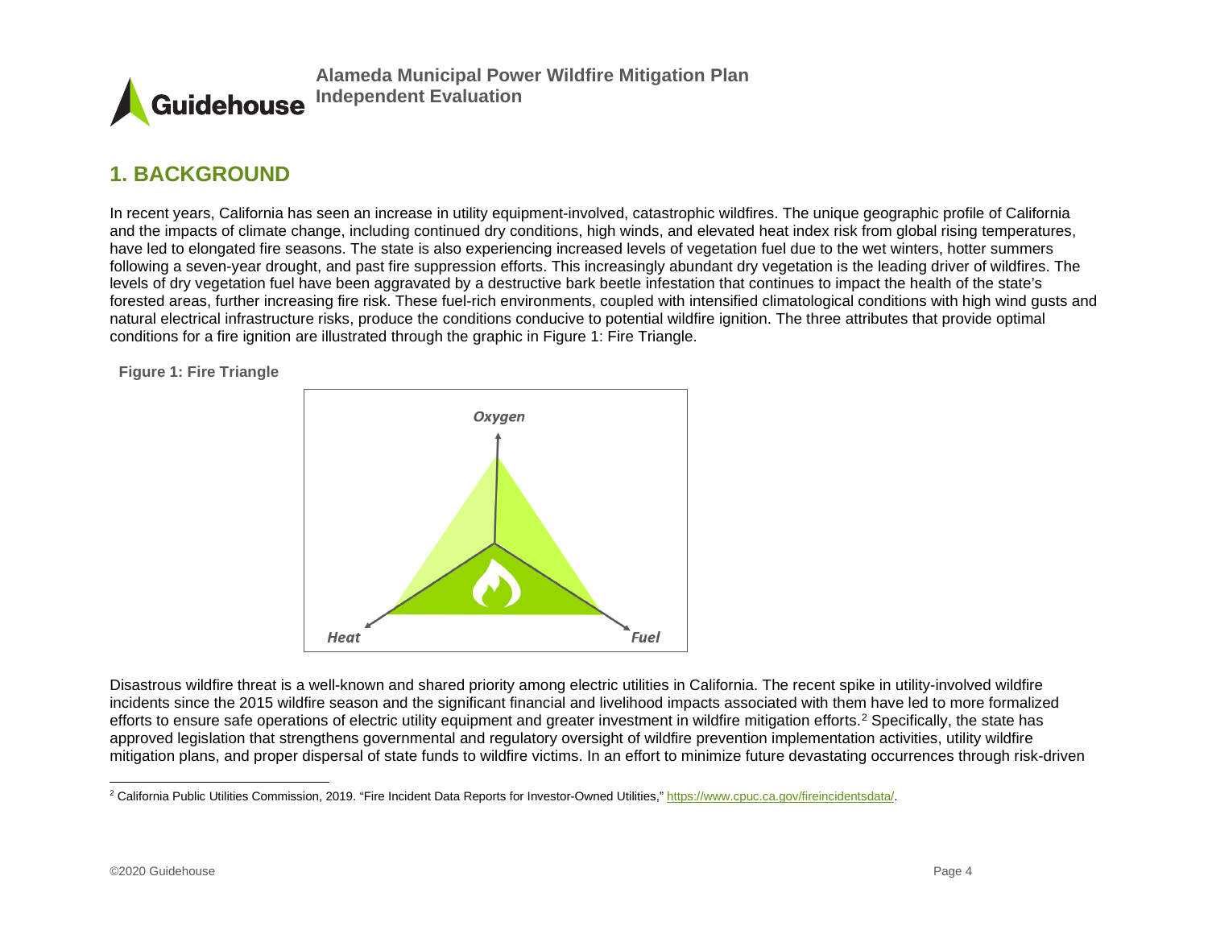# 1. BACKGROUND

In recent years, California has seen an increase in utility equipment-involved, catastrophic wildfires. The unique geographic profile of California and the impacts of climate change, including continued dry conditions, high winds, and elevated heat index risk from global rising temperatures, have led to elongated fire seasons. The state is also experiencing increased levels of vegetation fuel due to the wet winters, hotter summers following a seven-year drought, and past fire suppression efforts. This increasingly abundant dry vegetation is the leading driver of wildfires. The levels of dry vegetation fuel have been aggravated by a destructive bark beetle infestation that continues to impact the health of the state's forested areas, further increasing fire risk. These fuel-rich environments, coupled with intensified climatological conditions with high wind gusts and natural electrical infrastructure risks, produce the conditions conducive to potential wildfire ignition. The three attributes that provide optimal conditions for a fire ignition are illustrated through the graphic in Figure 1: Fire Triangle.

**Figure 1: Fire Triangle**

*Oxygen*

*Heat*

*Fuel*

Disastrous wildfire threat is a well-known and shared priority among electric utilities in California. The recent spike in utility-involved wildfire incidents since the 2015 wildfire season and the significant financial and livelihood impacts associated with them have led to more formalized efforts to ensure safe operations of electric utility equipment and greater investment in wildfire mitigation efforts.[2] Specifically, the state has approved legislation that strengthens governmental and regulatory oversight of wildfire prevention implementation activities, utility wildfire mitigation plans, and proper dispersal of state funds to wildfire victims. In an effort to minimize future devastating occurrences through risk-driven

[2] California Public Utilities Commission, 2019. "Fire Incident Data Reports for Investor-Owned Utilities," https://www.cpuc.ca.gov/fireincidentsdata/.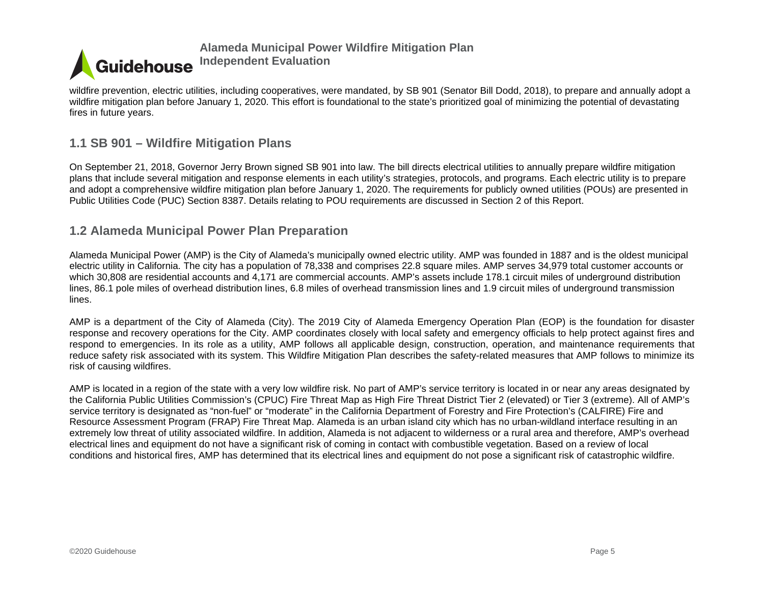wildfire prevention, electric utilities, including cooperatives, were mandated, by SB 901 (Senator Bill Dodd, 2018), to prepare and annually adopt a wildfire mitigation plan before January 1, 2020. This effort is foundational to the state's prioritized goal of minimizing the potential of devastating fires in future years.

## 1.1 SB 901 – Wildfire Mitigation Plans

On September 21, 2018, Governor Jerry Brown signed SB 901 into law. The bill directs electrical utilities to annually prepare wildfire mitigation plans that include several mitigation and response elements in each utility's strategies, protocols, and programs. Each electric utility is to prepare and adopt a comprehensive wildfire mitigation plan before January 1, 2020. The requirements for publicly owned utilities (POUs) are presented in Public Utilities Code (PUC) Section 8387. Details relating to POU requirements are discussed in Section 2 of this Report.

## 1.2 Alameda Municipal Power Plan Preparation

Alameda Municipal Power (AMP) is the City of Alameda's municipally owned electric utility. AMP was founded in 1887 and is the oldest municipal electric utility in California. The city has a population of 78,338 and comprises 22.8 square miles. AMP serves 34,979 total customer accounts or which 30,808 are residential accounts and 4,171 are commercial accounts. AMP's assets include 178.1 circuit miles of underground distribution lines, 86.1 pole miles of overhead distribution lines, 6.8 miles of overhead transmission lines and 1.9 circuit miles of underground transmission lines.

AMP is a department of the City of Alameda (City). The 2019 City of Alameda Emergency Operation Plan (EOP) is the foundation for disaster response and recovery operations for the City. AMP coordinates closely with local safety and emergency officials to help protect against fires and respond to emergencies. In its role as a utility, AMP follows all applicable design, construction, operation, and maintenance requirements that reduce safety risk associated with its system. This Wildfire Mitigation Plan describes the safety-related measures that AMP follows to minimize its risk of causing wildfires.

AMP is located in a region of the state with a very low wildfire risk. No part of AMP's service territory is located in or near any areas designated by the California Public Utilities Commission's (CPUC) Fire Threat Map as High Fire Threat District Tier 2 (elevated) or Tier 3 (extreme). All of AMP's service territory is designated as "non-fuel" or "moderate" in the California Department of Forestry and Fire Protection's (CALFIRE) Fire and Resource Assessment Program (FRAP) Fire Threat Map. Alameda is an urban island city which has no urban-wildland interface resulting in an extremely low threat of utility associated wildfire. In addition, Alameda is not adjacent to wilderness or a rural area and therefore, AMP's overhead electrical lines and equipment do not have a significant risk of coming in contact with combustible vegetation. Based on a review of local conditions and historical fires, AMP has determined that its electrical lines and equipment do not pose a significant risk of catastrophic wildfire.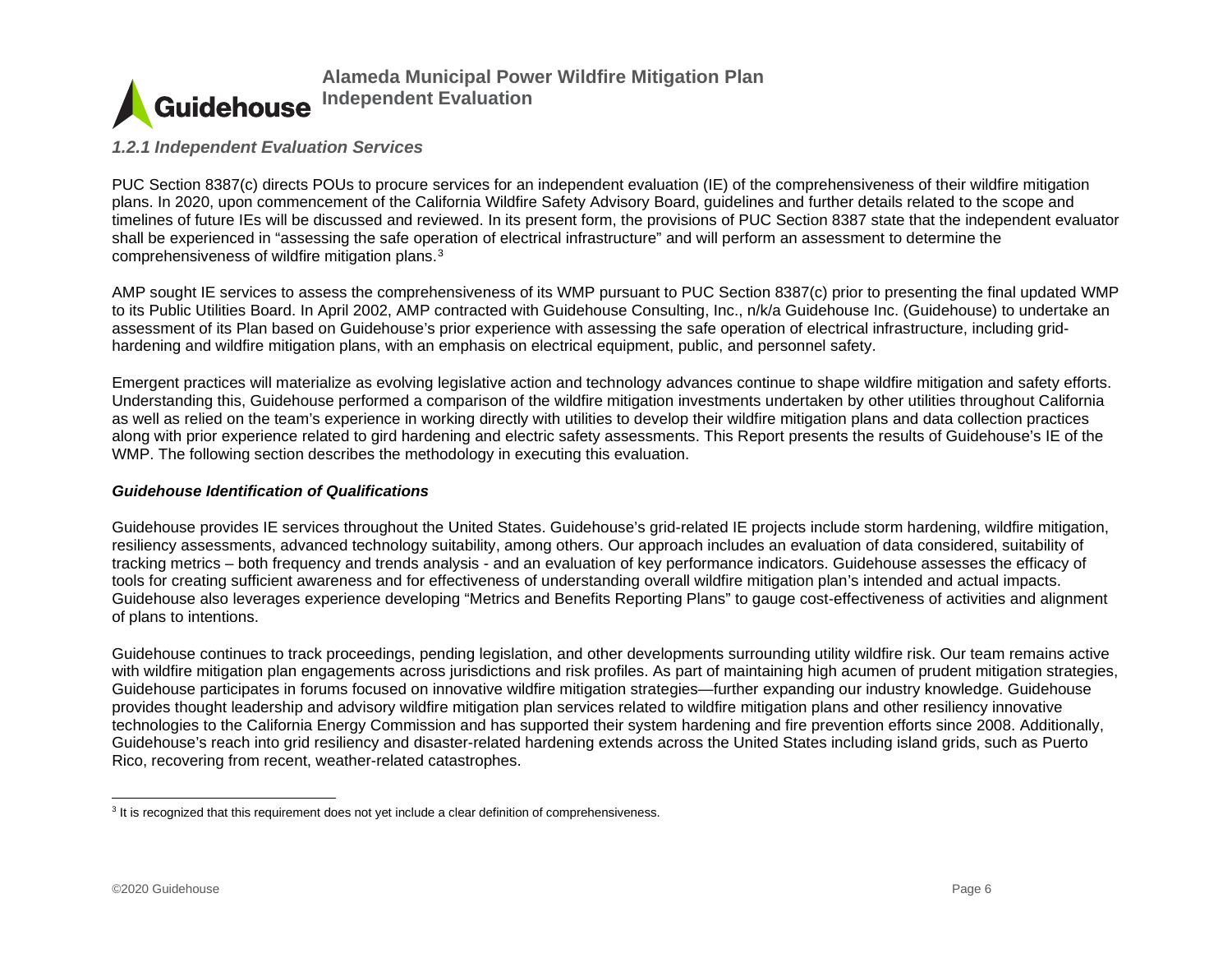### *1.2.1 Independent Evaluation Services*

PUC Section 8387(c) directs POUs to procure services for an independent evaluation (IE) of the comprehensiveness of their wildfire mitigation plans. In 2020, upon commencement of the California Wildfire Safety Advisory Board, guidelines and further details related to the scope and timelines of future IEs will be discussed and reviewed. In its present form, the provisions of PUC Section 8387 state that the independent evaluator shall be experienced in "assessing the safe operation of electrical infrastructure" and will perform an assessment to determine the comprehensiveness of wildfire mitigation plans.[3]

AMP sought IE services to assess the comprehensiveness of its WMP pursuant to PUC Section 8387(c) prior to presenting the final updated WMP to its Public Utilities Board. In April 2002, AMP contracted with Guidehouse Consulting, Inc., n/k/a Guidehouse Inc. (Guidehouse) to undertake an assessment of its Plan based on Guidehouse's prior experience with assessing the safe operation of electrical infrastructure, including grid-hardening and wildfire mitigation plans, with an emphasis on electrical equipment, public, and personnel safety.

Emergent practices will materialize as evolving legislative action and technology advances continue to shape wildfire mitigation and safety efforts. Understanding this, Guidehouse performed a comparison of the wildfire mitigation investments undertaken by other utilities throughout California as well as relied on the team's experience in working directly with utilities to develop their wildfire mitigation plans and data collection practices along with prior experience related to gird hardening and electric safety assessments. This Report presents the results of Guidehouse's IE of the WMP. The following section describes the methodology in executing this evaluation.

***Guidehouse Identification of Qualifications***

Guidehouse provides IE services throughout the United States. Guidehouse's grid-related IE projects include storm hardening, wildfire mitigation, resiliency assessments, advanced technology suitability, among others. Our approach includes an evaluation of data considered, suitability of tracking metrics – both frequency and trends analysis - and an evaluation of key performance indicators. Guidehouse assesses the efficacy of tools for creating sufficient awareness and for effectiveness of understanding overall wildfire mitigation plan's intended and actual impacts. Guidehouse also leverages experience developing "Metrics and Benefits Reporting Plans" to gauge cost-effectiveness of activities and alignment of plans to intentions.

Guidehouse continues to track proceedings, pending legislation, and other developments surrounding utility wildfire risk. Our team remains active with wildfire mitigation plan engagements across jurisdictions and risk profiles. As part of maintaining high acumen of prudent mitigation strategies, Guidehouse participates in forums focused on innovative wildfire mitigation strategies—further expanding our industry knowledge. Guidehouse provides thought leadership and advisory wildfire mitigation plan services related to wildfire mitigation plans and other resiliency innovative technologies to the California Energy Commission and has supported their system hardening and fire prevention efforts since 2008. Additionally, Guidehouse's reach into grid resiliency and disaster-related hardening extends across the United States including island grids, such as Puerto Rico, recovering from recent, weather-related catastrophes.

---

[3] It is recognized that this requirement does not yet include a clear definition of comprehensiveness.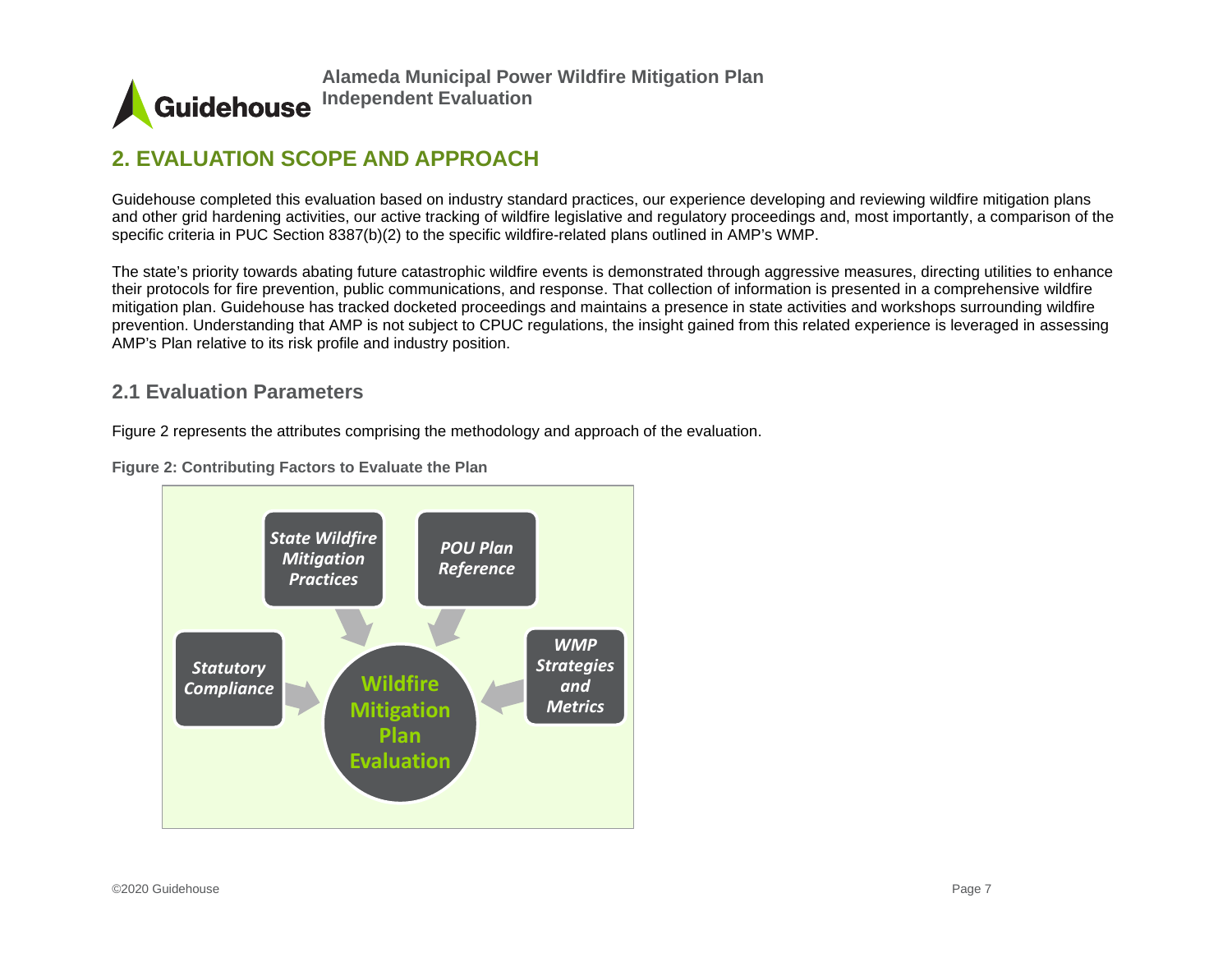## 2. EVALUATION SCOPE AND APPROACH

Guidehouse completed this evaluation based on industry standard practices, our experience developing and reviewing wildfire mitigation plans and other grid hardening activities, our active tracking of wildfire legislative and regulatory proceedings and, most importantly, a comparison of the specific criteria in PUC Section 8387(b)(2) to the specific wildfire-related plans outlined in AMP's WMP.

The state's priority towards abating future catastrophic wildfire events is demonstrated through aggressive measures, directing utilities to enhance their protocols for fire prevention, public communications, and response. That collection of information is presented in a comprehensive wildfire mitigation plan. Guidehouse has tracked docketed proceedings and maintains a presence in state activities and workshops surrounding wildfire prevention. Understanding that AMP is not subject to CPUC regulations, the insight gained from this related experience is leveraged in assessing AMP's Plan relative to its risk profile and industry position.

### 2.1 Evaluation Parameters

Figure 2 represents the attributes comprising the methodology and approach of the evaluation.

**Figure 2: Contributing Factors to Evaluate the Plan**

*State Wildfire Mitigation Practices*

*POU Plan Reference*

*Statutory Compliance*

*WMP Strategies and Metrics*

**Wildfire Mitigation Plan Evaluation**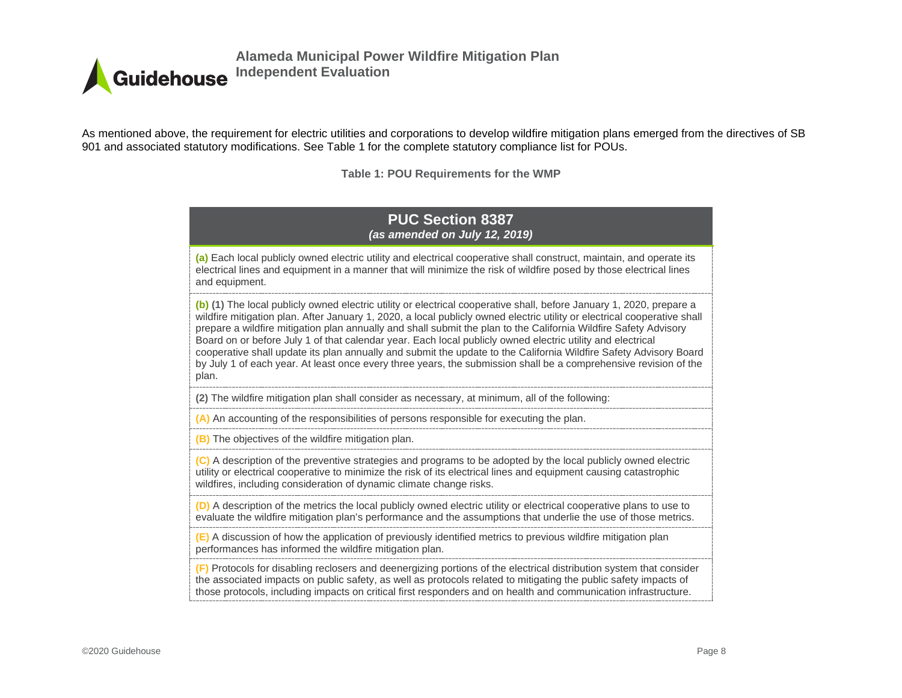As mentioned above, the requirement for electric utilities and corporations to develop wildfire mitigation plans emerged from the directives of SB 901 and associated statutory modifications. See Table 1 for the complete statutory compliance list for POUs.

**Table 1: POU Requirements for the WMP**

| **PUC Section 8387** *(as amended on July 12, 2019)* |
|---|
| **(a)** Each local publicly owned electric utility and electrical cooperative shall construct, maintain, and operate its electrical lines and equipment in a manner that will minimize the risk of wildfire posed by those electrical lines and equipment. |
| **(b)** **(1)** The local publicly owned electric utility or electrical cooperative shall, before January 1, 2020, prepare a wildfire mitigation plan. After January 1, 2020, a local publicly owned electric utility or electrical cooperative shall prepare a wildfire mitigation plan annually and shall submit the plan to the California Wildfire Safety Advisory Board on or before July 1 of that calendar year. Each local publicly owned electric utility and electrical cooperative shall update its plan annually and submit the update to the California Wildfire Safety Advisory Board by July 1 of each year. At least once every three years, the submission shall be a comprehensive revision of the plan. |
| **(2)** The wildfire mitigation plan shall consider as necessary, at minimum, all of the following: |
| **(A)** An accounting of the responsibilities of persons responsible for executing the plan. |
| **(B)** The objectives of the wildfire mitigation plan. |
| **(C)** A description of the preventive strategies and programs to be adopted by the local publicly owned electric utility or electrical cooperative to minimize the risk of its electrical lines and equipment causing catastrophic wildfires, including consideration of dynamic climate change risks. |
| **(D)** A description of the metrics the local publicly owned electric utility or electrical cooperative plans to use to evaluate the wildfire mitigation plan's performance and the assumptions that underlie the use of those metrics. |
| **(E)** A discussion of how the application of previously identified metrics to previous wildfire mitigation plan performances has informed the wildfire mitigation plan. |
| **(F)** Protocols for disabling reclosers and deenergizing portions of the electrical distribution system that consider the associated impacts on public safety, as well as protocols related to mitigating the public safety impacts of those protocols, including impacts on critical first responders and on health and communication infrastructure. |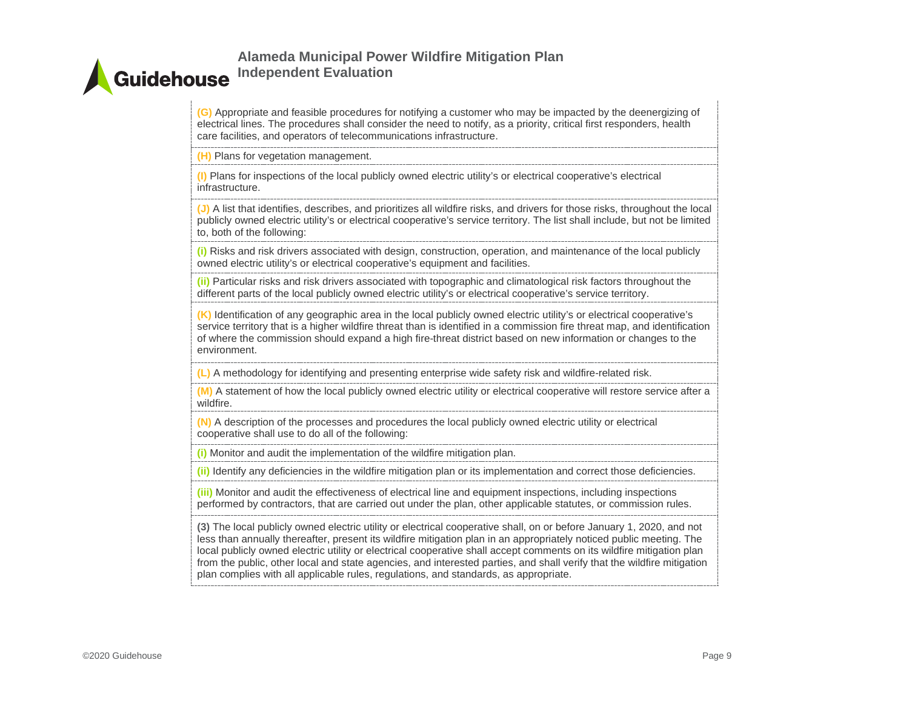| |
|---|
| **(G)** Appropriate and feasible procedures for notifying a customer who may be impacted by the deenergizing of electrical lines. The procedures shall consider the need to notify, as a priority, critical first responders, health care facilities, and operators of telecommunications infrastructure. |
| **(H)** Plans for vegetation management. |
| **(I)** Plans for inspections of the local publicly owned electric utility's or electrical cooperative's electrical infrastructure. |
| **(J)** A list that identifies, describes, and prioritizes all wildfire risks, and drivers for those risks, throughout the local publicly owned electric utility's or electrical cooperative's service territory. The list shall include, but not be limited to, both of the following: |
| **(i)** Risks and risk drivers associated with design, construction, operation, and maintenance of the local publicly owned electric utility's or electrical cooperative's equipment and facilities. |
| **(ii)** Particular risks and risk drivers associated with topographic and climatological risk factors throughout the different parts of the local publicly owned electric utility's or electrical cooperative's service territory. |
| **(K)** Identification of any geographic area in the local publicly owned electric utility's or electrical cooperative's service territory that is a higher wildfire threat than is identified in a commission fire threat map, and identification of where the commission should expand a high fire-threat district based on new information or changes to the environment. |
| **(L)** A methodology for identifying and presenting enterprise wide safety risk and wildfire-related risk. |
| **(M)** A statement of how the local publicly owned electric utility or electrical cooperative will restore service after a wildfire. |
| **(N)** A description of the processes and procedures the local publicly owned electric utility or electrical cooperative shall use to do all of the following: |
| **(i)** Monitor and audit the implementation of the wildfire mitigation plan. |
| **(ii)** Identify any deficiencies in the wildfire mitigation plan or its implementation and correct those deficiencies. |
| **(iii)** Monitor and audit the effectiveness of electrical line and equipment inspections, including inspections performed by contractors, that are carried out under the plan, other applicable statutes, or commission rules. |
| **(3)** The local publicly owned electric utility or electrical cooperative shall, on or before January 1, 2020, and not less than annually thereafter, present its wildfire mitigation plan in an appropriately noticed public meeting. The local publicly owned electric utility or electrical cooperative shall accept comments on its wildfire mitigation plan from the public, other local and state agencies, and interested parties, and shall verify that the wildfire mitigation plan complies with all applicable rules, regulations, and standards, as appropriate. |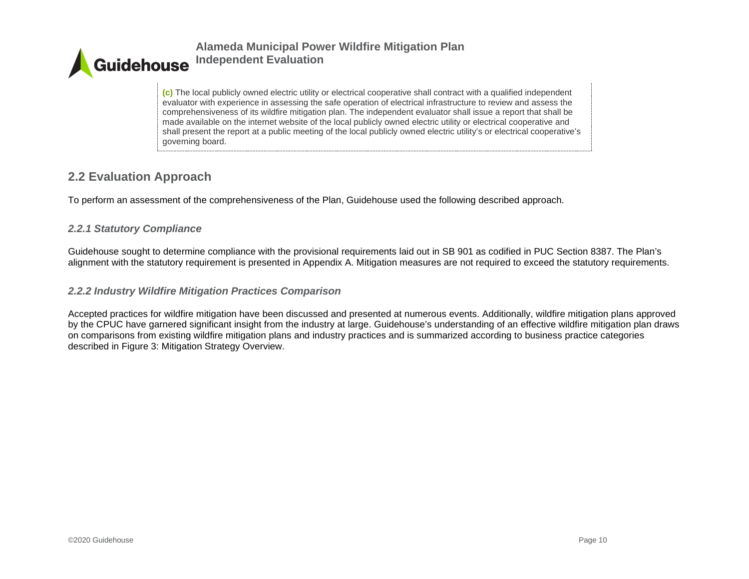> **(c)** The local publicly owned electric utility or electrical cooperative shall contract with a qualified independent evaluator with experience in assessing the safe operation of electrical infrastructure to review and assess the comprehensiveness of its wildfire mitigation plan. The independent evaluator shall issue a report that shall be made available on the internet website of the local publicly owned electric utility or electrical cooperative and shall present the report at a public meeting of the local publicly owned electric utility's or electrical cooperative's governing board.

## 2.2 Evaluation Approach

To perform an assessment of the comprehensiveness of the Plan, Guidehouse used the following described approach.

### *2.2.1 Statutory Compliance*

Guidehouse sought to determine compliance with the provisional requirements laid out in SB 901 as codified in PUC Section 8387. The Plan's alignment with the statutory requirement is presented in Appendix A. Mitigation measures are not required to exceed the statutory requirements.

### *2.2.2 Industry Wildfire Mitigation Practices Comparison*

Accepted practices for wildfire mitigation have been discussed and presented at numerous events. Additionally, wildfire mitigation plans approved by the CPUC have garnered significant insight from the industry at large. Guidehouse's understanding of an effective wildfire mitigation plan draws on comparisons from existing wildfire mitigation plans and industry practices and is summarized according to business practice categories described in Figure 3: Mitigation Strategy Overview.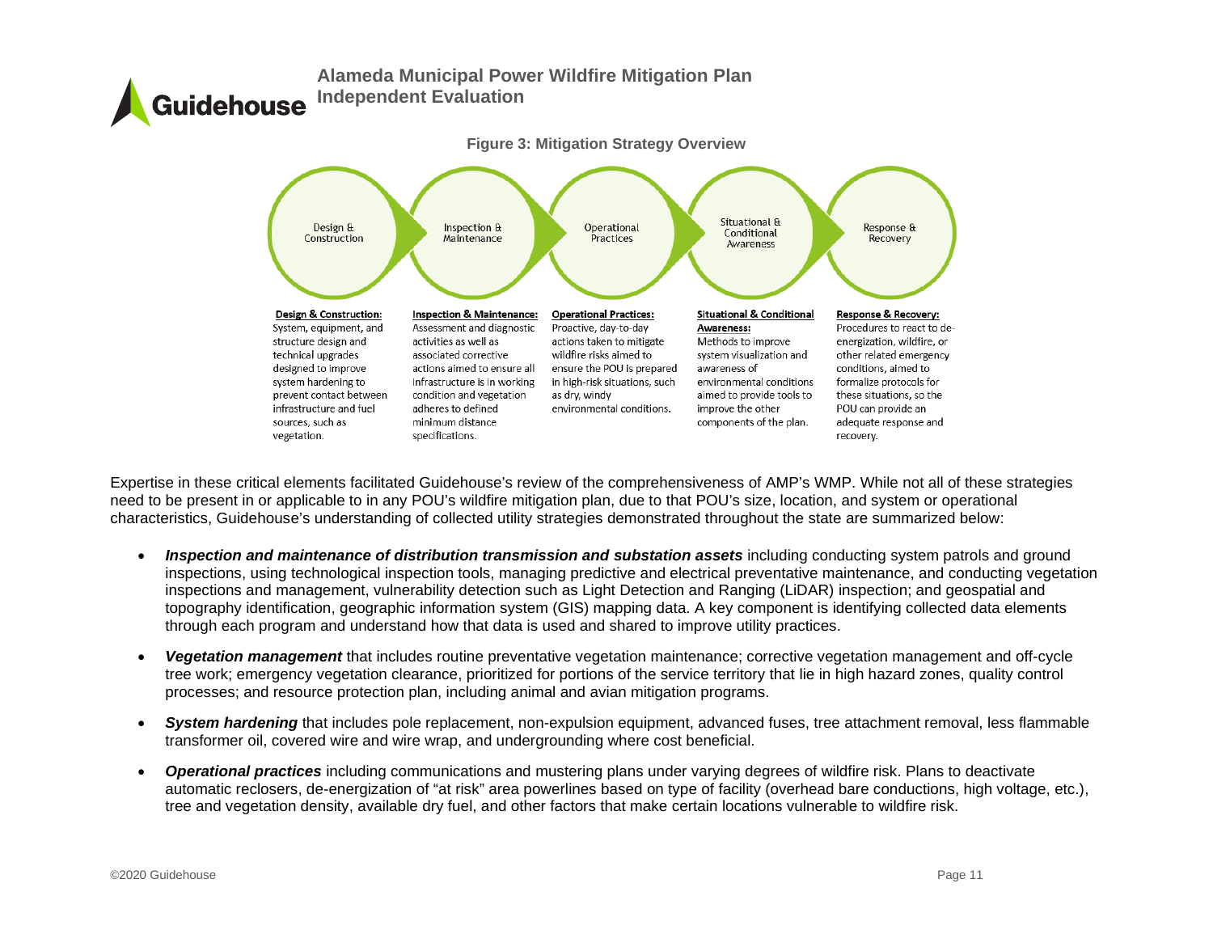**Figure 3: Mitigation Strategy Overview**

Design & Construction → Inspection & Maintenance → Operational Practices → Situational & Conditional Awareness → Response & Recovery

**Design & Construction:** System, equipment, and structure design and technical upgrades designed to improve system hardening to prevent contact between infrastructure and fuel sources, such as vegetation.

**Inspection & Maintenance:** Assessment and diagnostic activities as well as associated corrective actions aimed to ensure all infrastructure is in working condition and vegetation adheres to defined minimum distance specifications.

**Operational Practices:** Proactive, day-to-day actions taken to mitigate wildfire risks aimed to ensure the POU is prepared in high-risk situations, such as dry, windy environmental conditions.

**Situational & Conditional Awareness:** Methods to improve system visualization and awareness of environmental conditions aimed to provide tools to improve the other components of the plan.

**Response & Recovery:** Procedures to react to de-energization, wildfire, or other related emergency conditions, aimed to formalize protocols for these situations, so the POU can provide an adequate response and recovery.

Expertise in these critical elements facilitated Guidehouse's review of the comprehensiveness of AMP's WMP. While not all of these strategies need to be present in or applicable to in any POU's wildfire mitigation plan, due to that POU's size, location, and system or operational characteristics, Guidehouse's understanding of collected utility strategies demonstrated throughout the state are summarized below:

- ***Inspection and maintenance of distribution transmission and substation assets*** including conducting system patrols and ground inspections, using technological inspection tools, managing predictive and electrical preventative maintenance, and conducting vegetation inspections and management, vulnerability detection such as Light Detection and Ranging (LiDAR) inspection; and geospatial and topography identification, geographic information system (GIS) mapping data. A key component is identifying collected data elements through each program and understand how that data is used and shared to improve utility practices.
- ***Vegetation management*** that includes routine preventative vegetation maintenance; corrective vegetation management and off-cycle tree work; emergency vegetation clearance, prioritized for portions of the service territory that lie in high hazard zones, quality control processes; and resource protection plan, including animal and avian mitigation programs.
- ***System hardening*** that includes pole replacement, non-expulsion equipment, advanced fuses, tree attachment removal, less flammable transformer oil, covered wire and wire wrap, and undergrounding where cost beneficial.
- ***Operational practices*** including communications and mustering plans under varying degrees of wildfire risk. Plans to deactivate automatic reclosers, de-energization of "at risk" area powerlines based on type of facility (overhead bare conductions, high voltage, etc.), tree and vegetation density, available dry fuel, and other factors that make certain locations vulnerable to wildfire risk.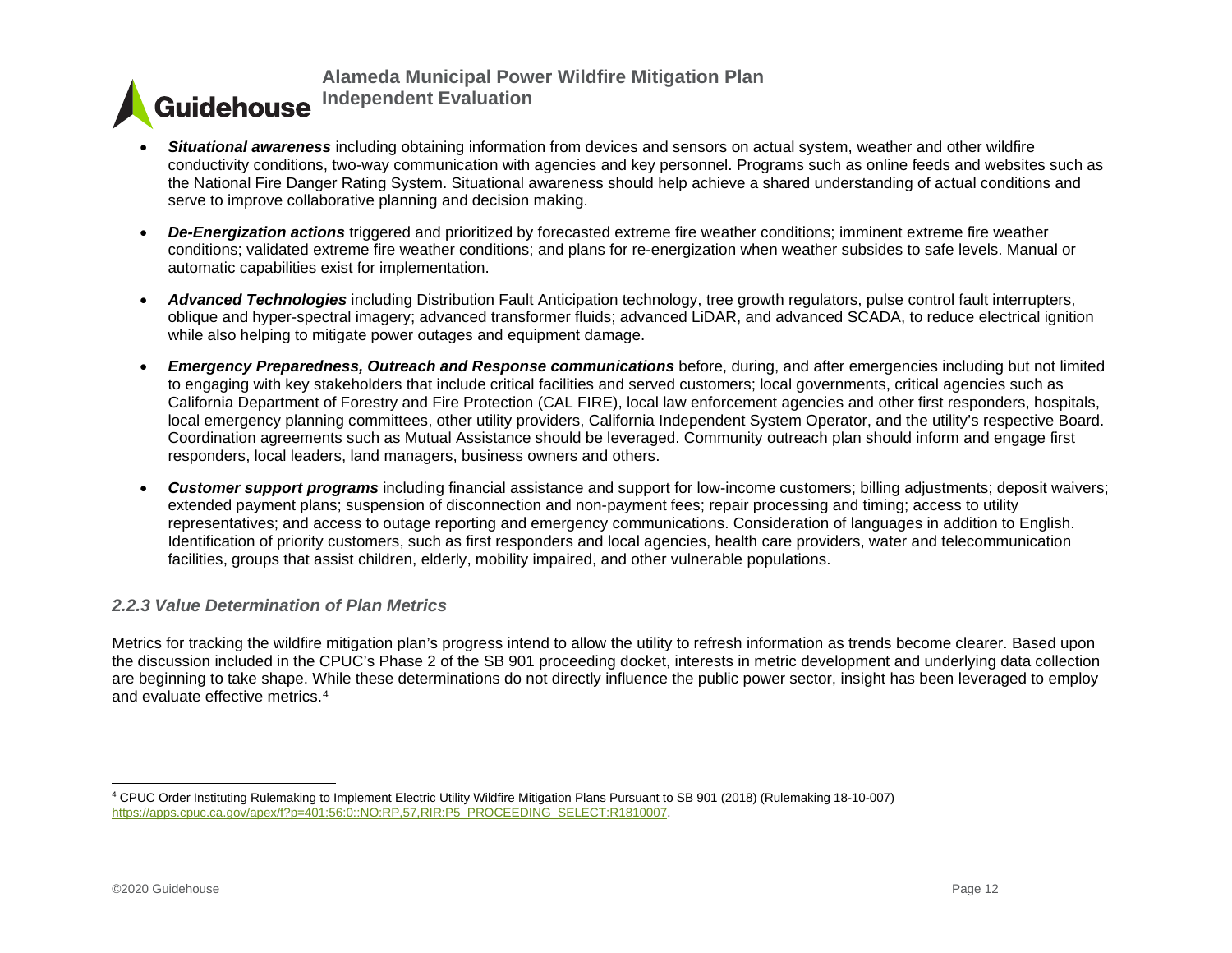- ***Situational awareness*** including obtaining information from devices and sensors on actual system, weather and other wildfire conductivity conditions, two-way communication with agencies and key personnel. Programs such as online feeds and websites such as the National Fire Danger Rating System. Situational awareness should help achieve a shared understanding of actual conditions and serve to improve collaborative planning and decision making.

- ***De-Energization actions*** triggered and prioritized by forecasted extreme fire weather conditions; imminent extreme fire weather conditions; validated extreme fire weather conditions; and plans for re-energization when weather subsides to safe levels. Manual or automatic capabilities exist for implementation.

- ***Advanced Technologies*** including Distribution Fault Anticipation technology, tree growth regulators, pulse control fault interrupters, oblique and hyper-spectral imagery; advanced transformer fluids; advanced LiDAR, and advanced SCADA, to reduce electrical ignition while also helping to mitigate power outages and equipment damage.

- ***Emergency Preparedness, Outreach and Response communications*** before, during, and after emergencies including but not limited to engaging with key stakeholders that include critical facilities and served customers; local governments, critical agencies such as California Department of Forestry and Fire Protection (CAL FIRE), local law enforcement agencies and other first responders, hospitals, local emergency planning committees, other utility providers, California Independent System Operator, and the utility's respective Board. Coordination agreements such as Mutual Assistance should be leveraged. Community outreach plan should inform and engage first responders, local leaders, land managers, business owners and others.

- ***Customer support programs*** including financial assistance and support for low-income customers; billing adjustments; deposit waivers; extended payment plans; suspension of disconnection and non-payment fees; repair processing and timing; access to utility representatives; and access to outage reporting and emergency communications. Consideration of languages in addition to English. Identification of priority customers, such as first responders and local agencies, health care providers, water and telecommunication facilities, groups that assist children, elderly, mobility impaired, and other vulnerable populations.

### *2.2.3 Value Determination of Plan Metrics*

Metrics for tracking the wildfire mitigation plan's progress intend to allow the utility to refresh information as trends become clearer. Based upon the discussion included in the CPUC's Phase 2 of the SB 901 proceeding docket, interests in metric development and underlying data collection are beginning to take shape. While these determinations do not directly influence the public power sector, insight has been leveraged to employ and evaluate effective metrics.[4]

[4] CPUC Order Instituting Rulemaking to Implement Electric Utility Wildfire Mitigation Plans Pursuant to SB 901 (2018) (Rulemaking 18-10-007) https://apps.cpuc.ca.gov/apex/f?p=401:56:0::NO:RP,57,RIR:P5_PROCEEDING_SELECT:R1810007.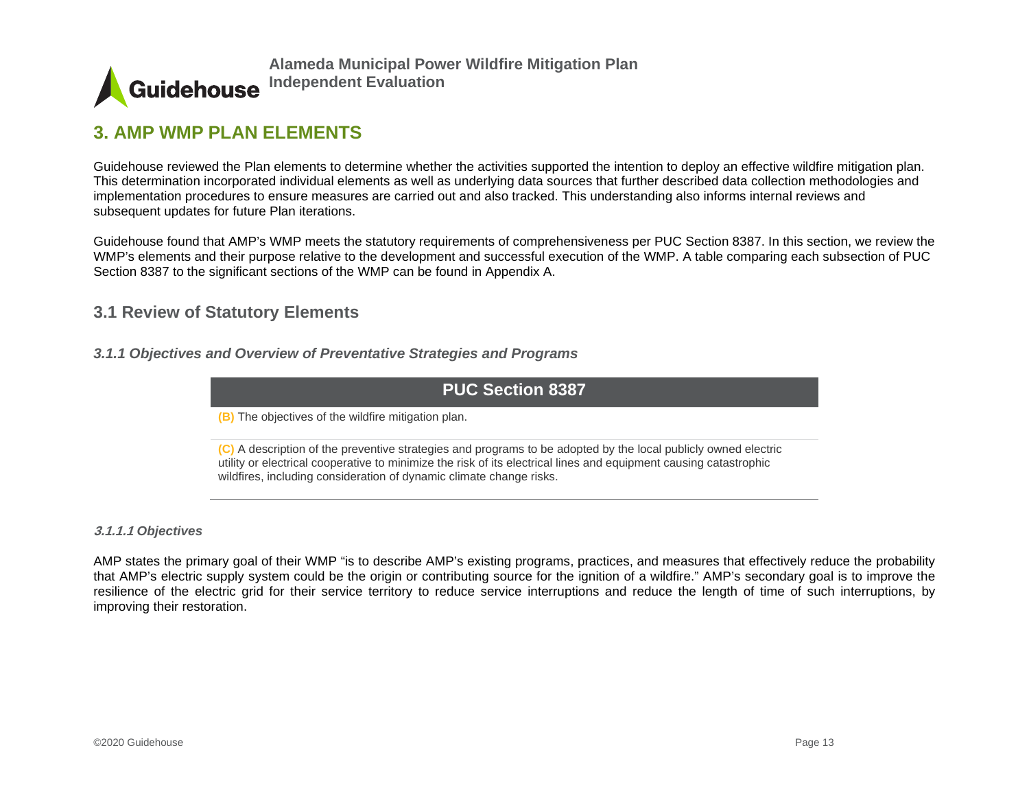# 3. AMP WMP PLAN ELEMENTS

Guidehouse reviewed the Plan elements to determine whether the activities supported the intention to deploy an effective wildfire mitigation plan. This determination incorporated individual elements as well as underlying data sources that further described data collection methodologies and implementation procedures to ensure measures are carried out and also tracked. This understanding also informs internal reviews and subsequent updates for future Plan iterations.

Guidehouse found that AMP's WMP meets the statutory requirements of comprehensiveness per PUC Section 8387. In this section, we review the WMP's elements and their purpose relative to the development and successful execution of the WMP. A table comparing each subsection of PUC Section 8387 to the significant sections of the WMP can be found in Appendix A.

## 3.1 Review of Statutory Elements

### *3.1.1 Objectives and Overview of Preventative Strategies and Programs*

| PUC Section 8387 |
| --- |
| **(B)** The objectives of the wildfire mitigation plan. |
| **(C)** A description of the preventive strategies and programs to be adopted by the local publicly owned electric utility or electrical cooperative to minimize the risk of its electrical lines and equipment causing catastrophic wildfires, including consideration of dynamic climate change risks. |

#### *3.1.1.1 Objectives*

AMP states the primary goal of their WMP "is to describe AMP's existing programs, practices, and measures that effectively reduce the probability that AMP's electric supply system could be the origin or contributing source for the ignition of a wildfire." AMP's secondary goal is to improve the resilience of the electric grid for their service territory to reduce service interruptions and reduce the length of time of such interruptions, by improving their restoration.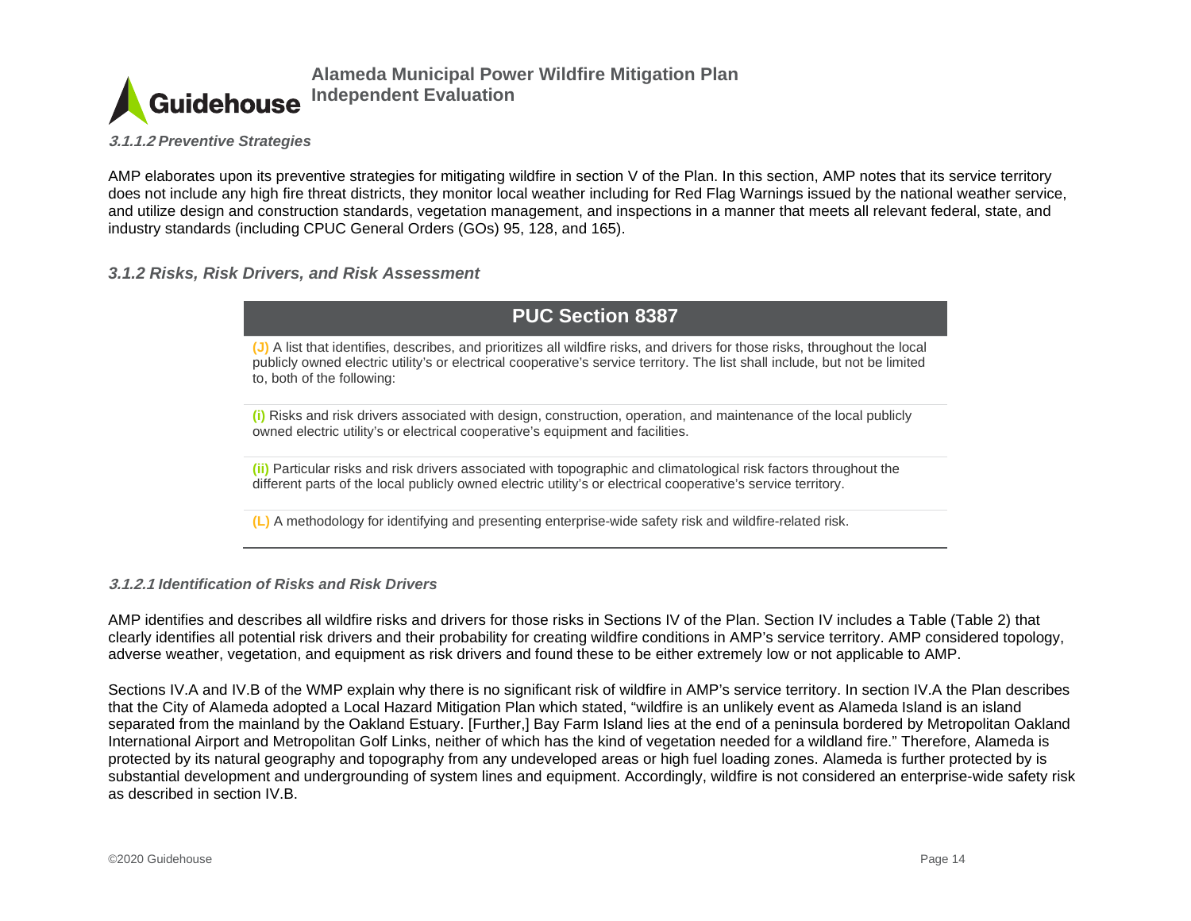#### *3.1.1.2 Preventive Strategies*

AMP elaborates upon its preventive strategies for mitigating wildfire in section V of the Plan. In this section, AMP notes that its service territory does not include any high fire threat districts, they monitor local weather including for Red Flag Warnings issued by the national weather service, and utilize design and construction standards, vegetation management, and inspections in a manner that meets all relevant federal, state, and industry standards (including CPUC General Orders (GOs) 95, 128, and 165).

### *3.1.2 Risks, Risk Drivers, and Risk Assessment*

| PUC Section 8387 |
|---|
| **(J)** A list that identifies, describes, and prioritizes all wildfire risks, and drivers for those risks, throughout the local publicly owned electric utility's or electrical cooperative's service territory. The list shall include, but not be limited to, both of the following: |
| **(i)** Risks and risk drivers associated with design, construction, operation, and maintenance of the local publicly owned electric utility's or electrical cooperative's equipment and facilities. |
| **(ii)** Particular risks and risk drivers associated with topographic and climatological risk factors throughout the different parts of the local publicly owned electric utility's or electrical cooperative's service territory. |
| **(L)** A methodology for identifying and presenting enterprise-wide safety risk and wildfire-related risk. |

#### *3.1.2.1 Identification of Risks and Risk Drivers*

AMP identifies and describes all wildfire risks and drivers for those risks in Sections IV of the Plan. Section IV includes a Table (Table 2) that clearly identifies all potential risk drivers and their probability for creating wildfire conditions in AMP's service territory. AMP considered topology, adverse weather, vegetation, and equipment as risk drivers and found these to be either extremely low or not applicable to AMP.

Sections IV.A and IV.B of the WMP explain why there is no significant risk of wildfire in AMP's service territory. In section IV.A the Plan describes that the City of Alameda adopted a Local Hazard Mitigation Plan which stated, "wildfire is an unlikely event as Alameda Island is an island separated from the mainland by the Oakland Estuary. [Further,] Bay Farm Island lies at the end of a peninsula bordered by Metropolitan Oakland International Airport and Metropolitan Golf Links, neither of which has the kind of vegetation needed for a wildland fire." Therefore, Alameda is protected by its natural geography and topography from any undeveloped areas or high fuel loading zones. Alameda is further protected by is substantial development and undergrounding of system lines and equipment. Accordingly, wildfire is not considered an enterprise-wide safety risk as described in section IV.B.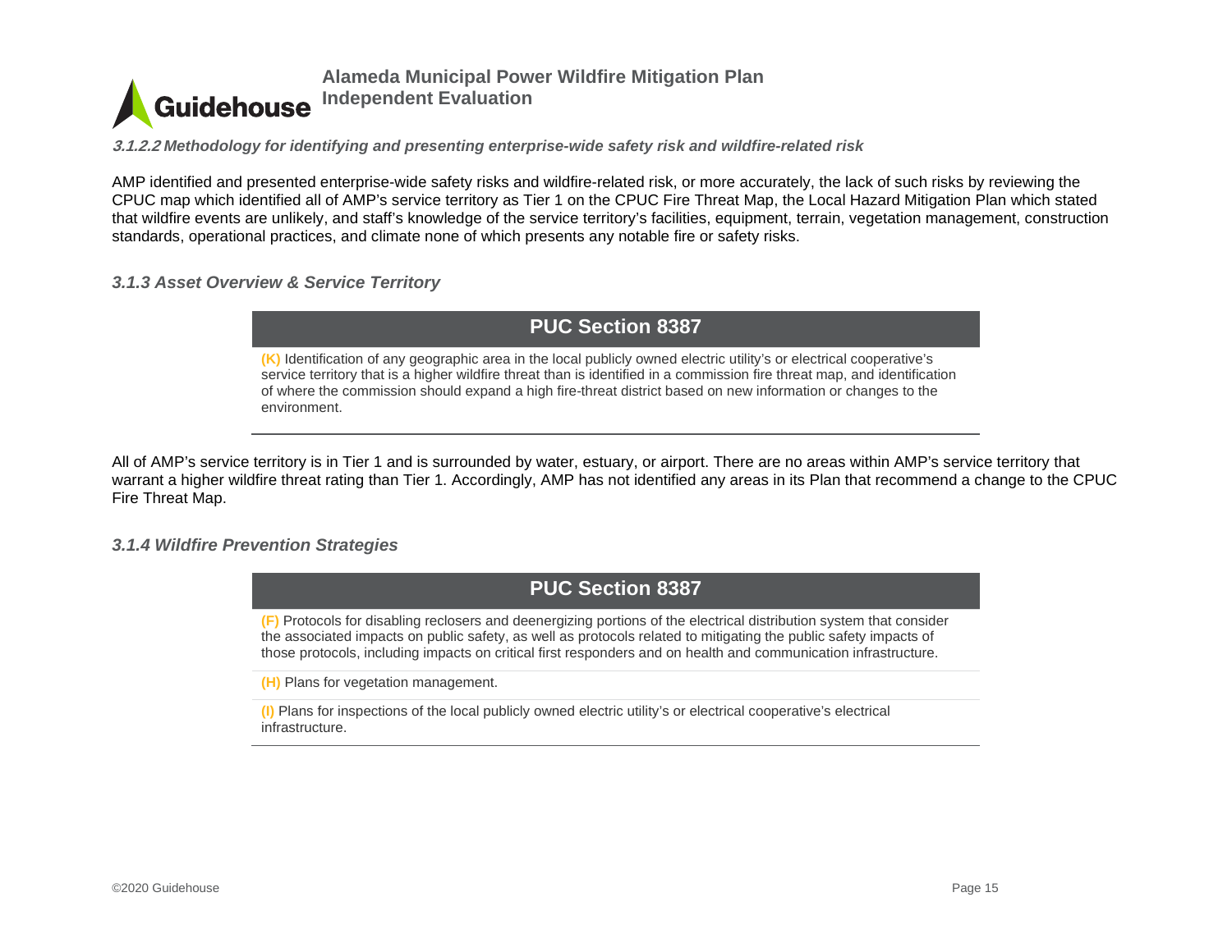#### 3.1.2.2 Methodology for identifying and presenting enterprise-wide safety risk and wildfire-related risk

AMP identified and presented enterprise-wide safety risks and wildfire-related risk, or more accurately, the lack of such risks by reviewing the CPUC map which identified all of AMP's service territory as Tier 1 on the CPUC Fire Threat Map, the Local Hazard Mitigation Plan which stated that wildfire events are unlikely, and staff's knowledge of the service territory's facilities, equipment, terrain, vegetation management, construction standards, operational practices, and climate none of which presents any notable fire or safety risks.

### 3.1.3 Asset Overview & Service Territory

| PUC Section 8387 |
| --- |
| **(K)** Identification of any geographic area in the local publicly owned electric utility's or electrical cooperative's service territory that is a higher wildfire threat than is identified in a commission fire threat map, and identification of where the commission should expand a high fire-threat district based on new information or changes to the environment. |

All of AMP's service territory is in Tier 1 and is surrounded by water, estuary, or airport. There are no areas within AMP's service territory that warrant a higher wildfire threat rating than Tier 1. Accordingly, AMP has not identified any areas in its Plan that recommend a change to the CPUC Fire Threat Map.

### 3.1.4 Wildfire Prevention Strategies

| PUC Section 8387 |
| --- |
| **(F)** Protocols for disabling reclosers and deenergizing portions of the electrical distribution system that consider the associated impacts on public safety, as well as protocols related to mitigating the public safety impacts of those protocols, including impacts on critical first responders and on health and communication infrastructure. |
| **(H)** Plans for vegetation management. |
| **(I)** Plans for inspections of the local publicly owned electric utility's or electrical cooperative's electrical infrastructure. |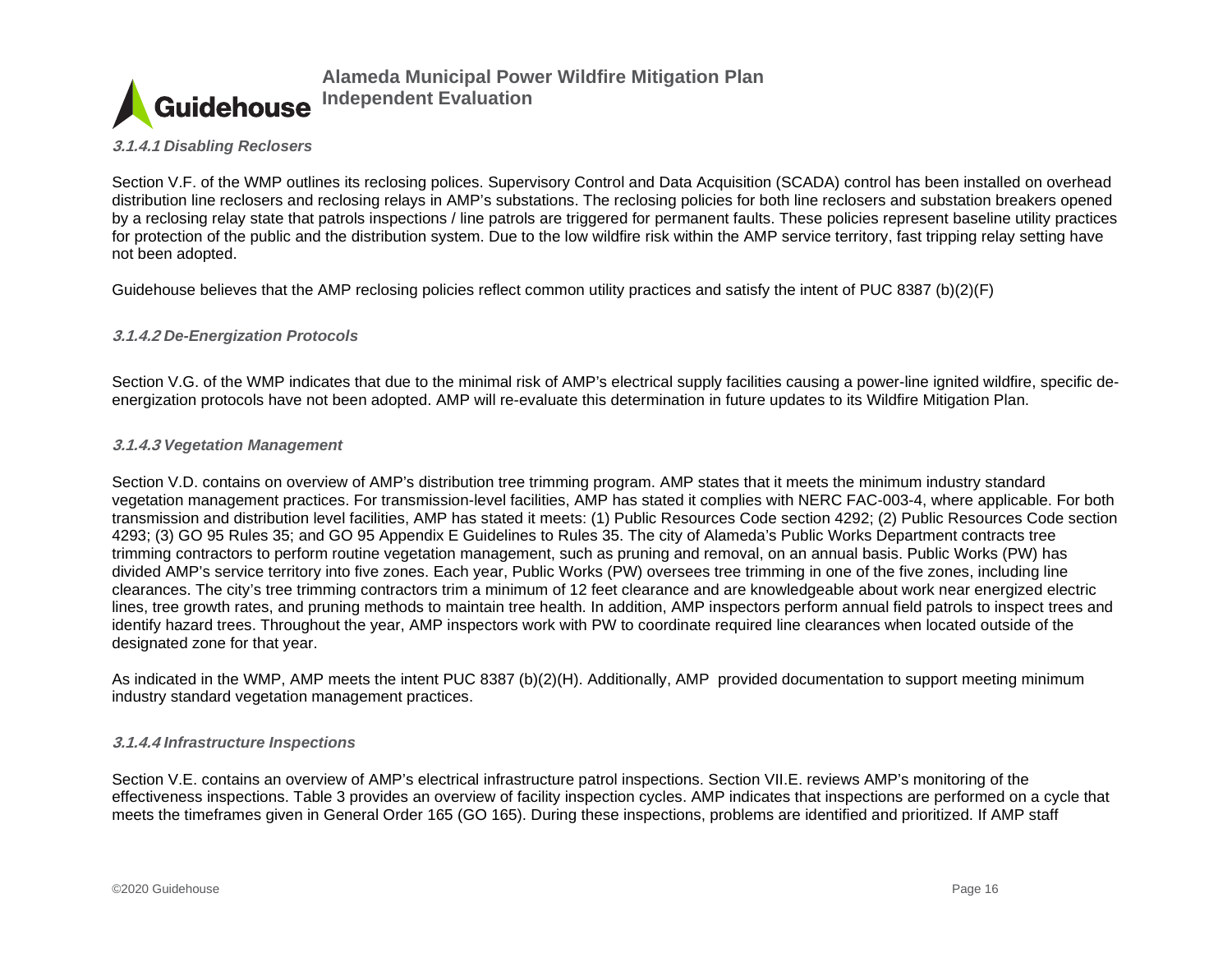#### *3.1.4.1 Disabling Reclosers*

Section V.F. of the WMP outlines its reclosing polices. Supervisory Control and Data Acquisition (SCADA) control has been installed on overhead distribution line reclosers and reclosing relays in AMP's substations. The reclosing policies for both line reclosers and substation breakers opened by a reclosing relay state that patrols inspections / line patrols are triggered for permanent faults. These policies represent baseline utility practices for protection of the public and the distribution system. Due to the low wildfire risk within the AMP service territory, fast tripping relay setting have not been adopted.

Guidehouse believes that the AMP reclosing policies reflect common utility practices and satisfy the intent of PUC 8387 (b)(2)(F)

#### *3.1.4.2 De-Energization Protocols*

Section V.G. of the WMP indicates that due to the minimal risk of AMP's electrical supply facilities causing a power-line ignited wildfire, specific de-energization protocols have not been adopted. AMP will re-evaluate this determination in future updates to its Wildfire Mitigation Plan.

#### *3.1.4.3 Vegetation Management*

Section V.D. contains on overview of AMP's distribution tree trimming program. AMP states that it meets the minimum industry standard vegetation management practices. For transmission-level facilities, AMP has stated it complies with NERC FAC-003-4, where applicable. For both transmission and distribution level facilities, AMP has stated it meets: (1) Public Resources Code section 4292; (2) Public Resources Code section 4293; (3) GO 95 Rules 35; and GO 95 Appendix E Guidelines to Rules 35. The city of Alameda's Public Works Department contracts tree trimming contractors to perform routine vegetation management, such as pruning and removal, on an annual basis. Public Works (PW) has divided AMP's service territory into five zones. Each year, Public Works (PW) oversees tree trimming in one of the five zones, including line clearances. The city's tree trimming contractors trim a minimum of 12 feet clearance and are knowledgeable about work near energized electric lines, tree growth rates, and pruning methods to maintain tree health. In addition, AMP inspectors perform annual field patrols to inspect trees and identify hazard trees. Throughout the year, AMP inspectors work with PW to coordinate required line clearances when located outside of the designated zone for that year.

As indicated in the WMP, AMP meets the intent PUC 8387 (b)(2)(H). Additionally, AMP provided documentation to support meeting minimum industry standard vegetation management practices.

#### *3.1.4.4 Infrastructure Inspections*

Section V.E. contains an overview of AMP's electrical infrastructure patrol inspections. Section VII.E. reviews AMP's monitoring of the effectiveness inspections. Table 3 provides an overview of facility inspection cycles. AMP indicates that inspections are performed on a cycle that meets the timeframes given in General Order 165 (GO 165). During these inspections, problems are identified and prioritized. If AMP staff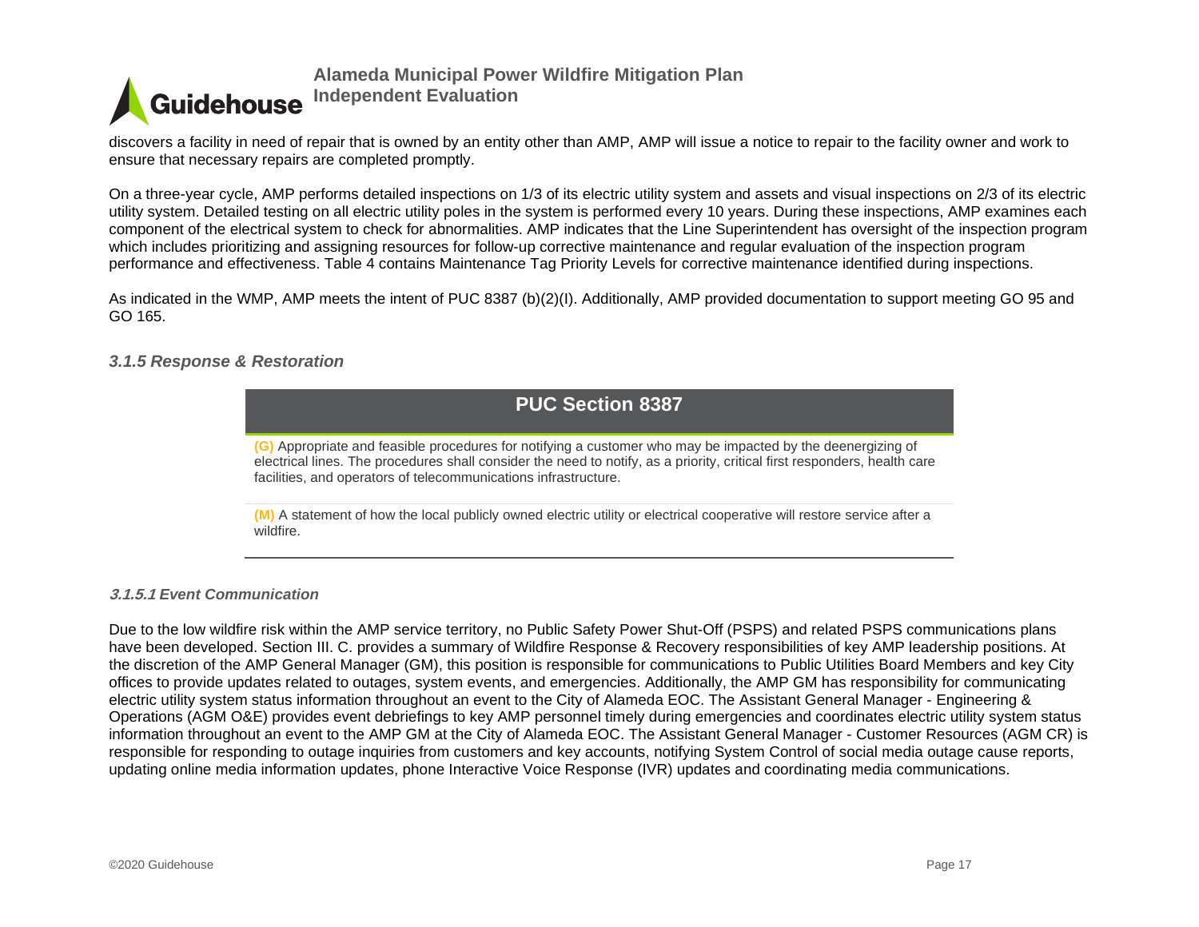discovers a facility in need of repair that is owned by an entity other than AMP, AMP will issue a notice to repair to the facility owner and work to ensure that necessary repairs are completed promptly.

On a three-year cycle, AMP performs detailed inspections on 1/3 of its electric utility system and assets and visual inspections on 2/3 of its electric utility system. Detailed testing on all electric utility poles in the system is performed every 10 years. During these inspections, AMP examines each component of the electrical system to check for abnormalities. AMP indicates that the Line Superintendent has oversight of the inspection program which includes prioritizing and assigning resources for follow-up corrective maintenance and regular evaluation of the inspection program performance and effectiveness. Table 4 contains Maintenance Tag Priority Levels for corrective maintenance identified during inspections.

As indicated in the WMP, AMP meets the intent of PUC 8387 (b)(2)(I). Additionally, AMP provided documentation to support meeting GO 95 and GO 165.

### *3.1.5 Response & Restoration*

| PUC Section 8387 |
| --- |
| **(G)** Appropriate and feasible procedures for notifying a customer who may be impacted by the deenergizing of electrical lines. The procedures shall consider the need to notify, as a priority, critical first responders, health care facilities, and operators of telecommunications infrastructure. |
| **(M)** A statement of how the local publicly owned electric utility or electrical cooperative will restore service after a wildfire. |

#### *3.1.5.1 Event Communication*

Due to the low wildfire risk within the AMP service territory, no Public Safety Power Shut-Off (PSPS) and related PSPS communications plans have been developed. Section III. C. provides a summary of Wildfire Response & Recovery responsibilities of key AMP leadership positions. At the discretion of the AMP General Manager (GM), this position is responsible for communications to Public Utilities Board Members and key City offices to provide updates related to outages, system events, and emergencies. Additionally, the AMP GM has responsibility for communicating electric utility system status information throughout an event to the City of Alameda EOC. The Assistant General Manager - Engineering & Operations (AGM O&E) provides event debriefings to key AMP personnel timely during emergencies and coordinates electric utility system status information throughout an event to the AMP GM at the City of Alameda EOC. The Assistant General Manager - Customer Resources (AGM CR) is responsible for responding to outage inquiries from customers and key accounts, notifying System Control of social media outage cause reports, updating online media information updates, phone Interactive Voice Response (IVR) updates and coordinating media communications.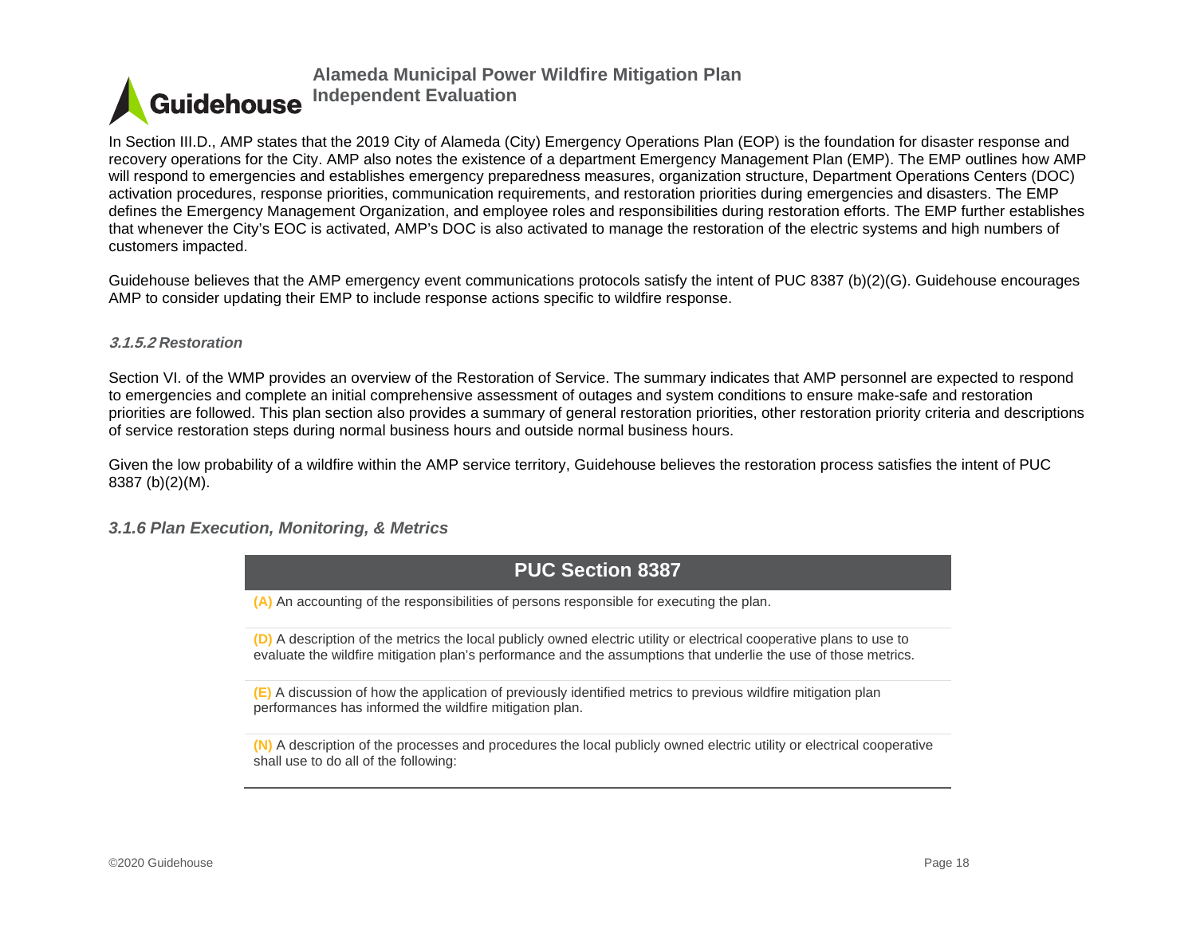In Section III.D., AMP states that the 2019 City of Alameda (City) Emergency Operations Plan (EOP) is the foundation for disaster response and recovery operations for the City. AMP also notes the existence of a department Emergency Management Plan (EMP). The EMP outlines how AMP will respond to emergencies and establishes emergency preparedness measures, organization structure, Department Operations Centers (DOC) activation procedures, response priorities, communication requirements, and restoration priorities during emergencies and disasters. The EMP defines the Emergency Management Organization, and employee roles and responsibilities during restoration efforts. The EMP further establishes that whenever the City's EOC is activated, AMP's DOC is also activated to manage the restoration of the electric systems and high numbers of customers impacted.

Guidehouse believes that the AMP emergency event communications protocols satisfy the intent of PUC 8387 (b)(2)(G). Guidehouse encourages AMP to consider updating their EMP to include response actions specific to wildfire response.

#### *3.1.5.2 Restoration*

Section VI. of the WMP provides an overview of the Restoration of Service. The summary indicates that AMP personnel are expected to respond to emergencies and complete an initial comprehensive assessment of outages and system conditions to ensure make-safe and restoration priorities are followed. This plan section also provides a summary of general restoration priorities, other restoration priority criteria and descriptions of service restoration steps during normal business hours and outside normal business hours.

Given the low probability of a wildfire within the AMP service territory, Guidehouse believes the restoration process satisfies the intent of PUC 8387 (b)(2)(M).

### *3.1.6 Plan Execution, Monitoring, & Metrics*

| PUC Section 8387 |
|---|
| **(A)** An accounting of the responsibilities of persons responsible for executing the plan. |
| **(D)** A description of the metrics the local publicly owned electric utility or electrical cooperative plans to use to evaluate the wildfire mitigation plan's performance and the assumptions that underlie the use of those metrics. |
| **(E)** A discussion of how the application of previously identified metrics to previous wildfire mitigation plan performances has informed the wildfire mitigation plan. |
| **(N)** A description of the processes and procedures the local publicly owned electric utility or electrical cooperative shall use to do all of the following: |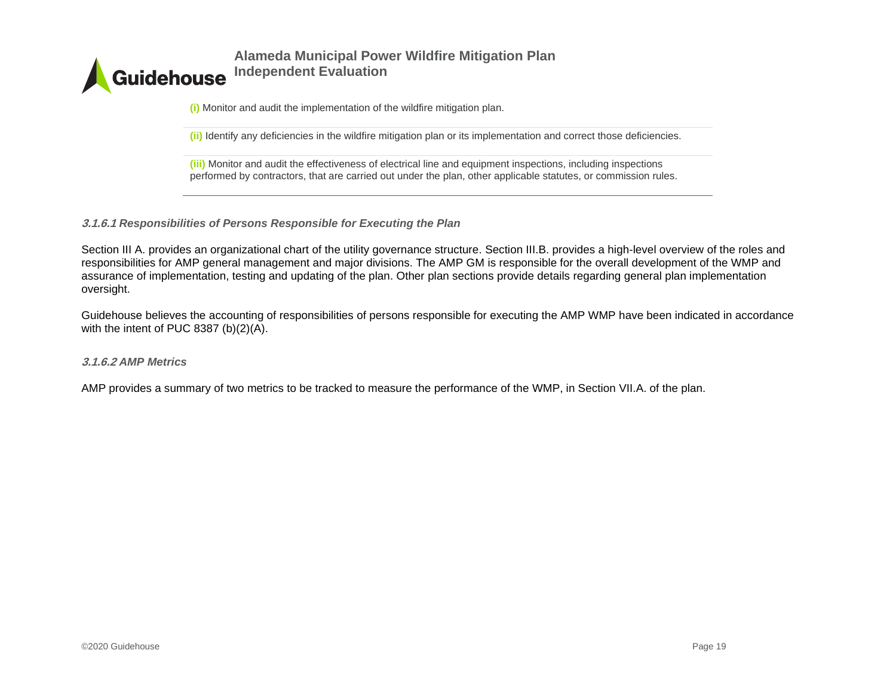**(i)** Monitor and audit the implementation of the wildfire mitigation plan.

**(ii)** Identify any deficiencies in the wildfire mitigation plan or its implementation and correct those deficiencies.

**(iii)** Monitor and audit the effectiveness of electrical line and equipment inspections, including inspections performed by contractors, that are carried out under the plan, other applicable statutes, or commission rules.

#### *3.1.6.1 Responsibilities of Persons Responsible for Executing the Plan*

Section III A. provides an organizational chart of the utility governance structure. Section III.B. provides a high-level overview of the roles and responsibilities for AMP general management and major divisions. The AMP GM is responsible for the overall development of the WMP and assurance of implementation, testing and updating of the plan. Other plan sections provide details regarding general plan implementation oversight.

Guidehouse believes the accounting of responsibilities of persons responsible for executing the AMP WMP have been indicated in accordance with the intent of PUC 8387 (b)(2)(A).

#### *3.1.6.2 AMP Metrics*

AMP provides a summary of two metrics to be tracked to measure the performance of the WMP, in Section VII.A. of the plan.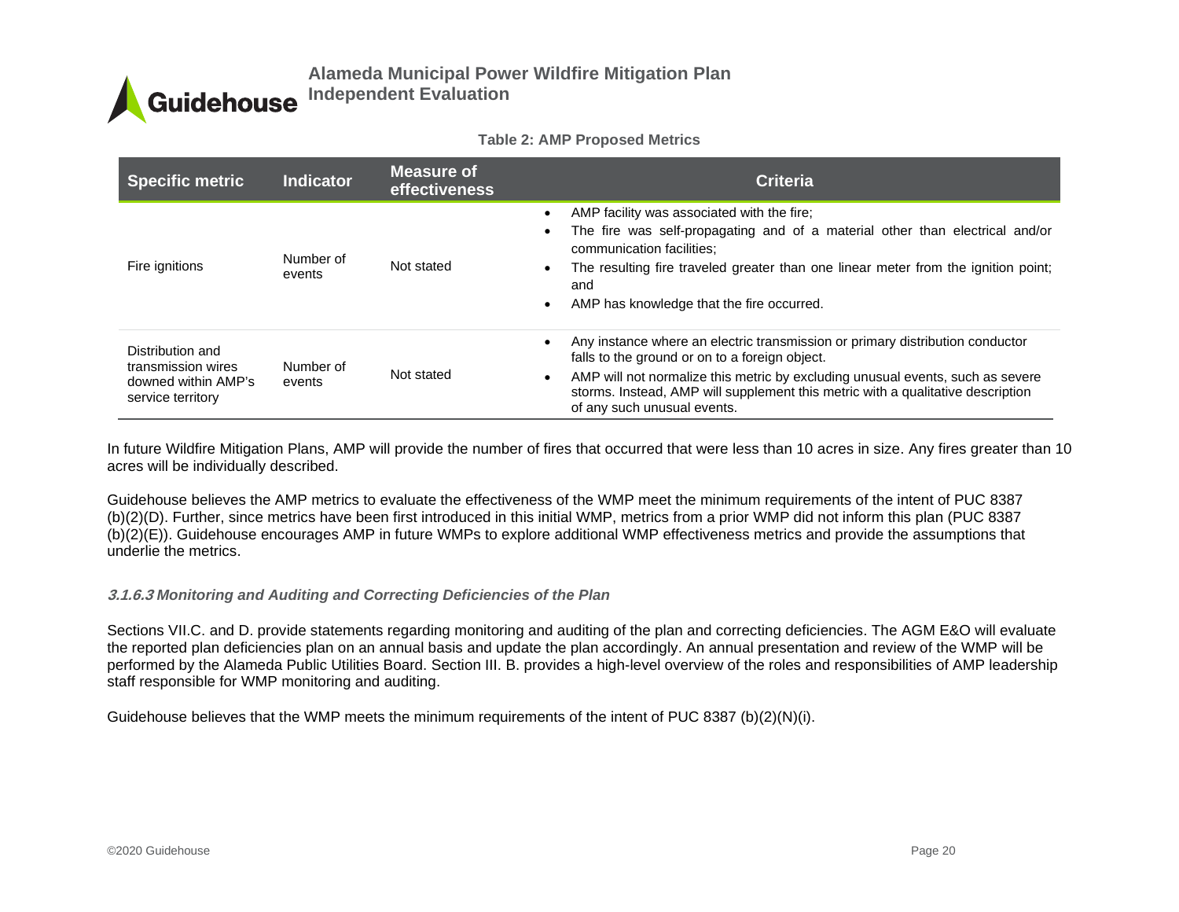**Table 2: AMP Proposed Metrics**

| Specific metric | Indicator | Measure of effectiveness | Criteria |
|---|---|---|---|
| Fire ignitions | Number of events | Not stated | • AMP facility was associated with the fire;<br>• The fire was self-propagating and of a material other than electrical and/or communication facilities;<br>• The resulting fire traveled greater than one linear meter from the ignition point; and<br>• AMP has knowledge that the fire occurred. |
| Distribution and transmission wires downed within AMP's service territory | Number of events | Not stated | • Any instance where an electric transmission or primary distribution conductor falls to the ground or on to a foreign object.<br>• AMP will not normalize this metric by excluding unusual events, such as severe storms. Instead, AMP will supplement this metric with a qualitative description of any such unusual events. |

In future Wildfire Mitigation Plans, AMP will provide the number of fires that occurred that were less than 10 acres in size. Any fires greater than 10 acres will be individually described.

Guidehouse believes the AMP metrics to evaluate the effectiveness of the WMP meet the minimum requirements of the intent of PUC 8387 (b)(2)(D). Further, since metrics have been first introduced in this initial WMP, metrics from a prior WMP did not inform this plan (PUC 8387 (b)(2)(E)). Guidehouse encourages AMP in future WMPs to explore additional WMP effectiveness metrics and provide the assumptions that underlie the metrics.

#### *3.1.6.3 Monitoring and Auditing and Correcting Deficiencies of the Plan*

Sections VII.C. and D. provide statements regarding monitoring and auditing of the plan and correcting deficiencies. The AGM E&O will evaluate the reported plan deficiencies plan on an annual basis and update the plan accordingly. An annual presentation and review of the WMP will be performed by the Alameda Public Utilities Board. Section III. B. provides a high-level overview of the roles and responsibilities of AMP leadership staff responsible for WMP monitoring and auditing.

Guidehouse believes that the WMP meets the minimum requirements of the intent of PUC 8387 (b)(2)(N)(i).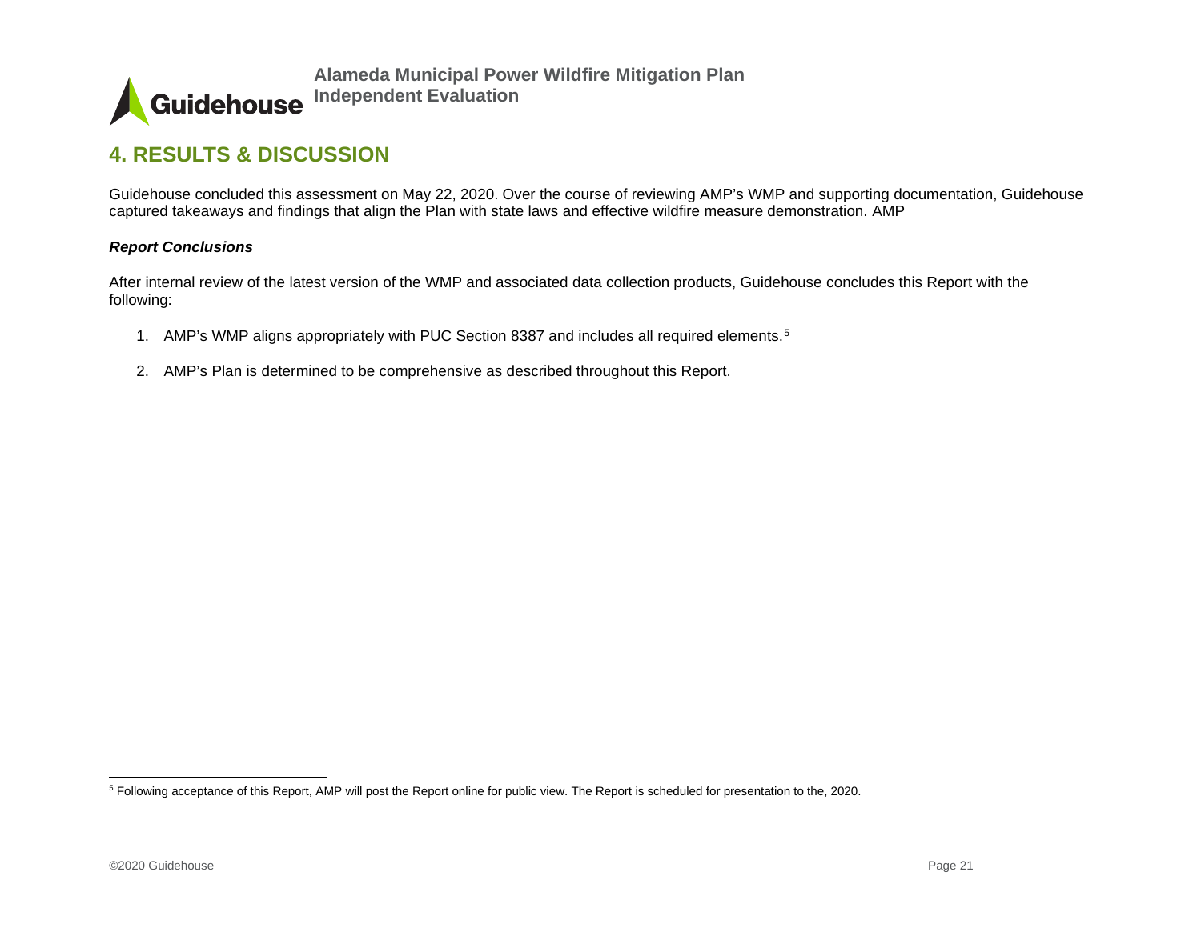# 4. RESULTS & DISCUSSION

Guidehouse concluded this assessment on May 22, 2020. Over the course of reviewing AMP's WMP and supporting documentation, Guidehouse captured takeaways and findings that align the Plan with state laws and effective wildfire measure demonstration. AMP

***Report Conclusions***

After internal review of the latest version of the WMP and associated data collection products, Guidehouse concludes this Report with the following:

1. AMP's WMP aligns appropriately with PUC Section 8387 and includes all required elements.[5]

2. AMP's Plan is determined to be comprehensive as described throughout this Report.

---

[5] Following acceptance of this Report, AMP will post the Report online for public view. The Report is scheduled for presentation to the, 2020.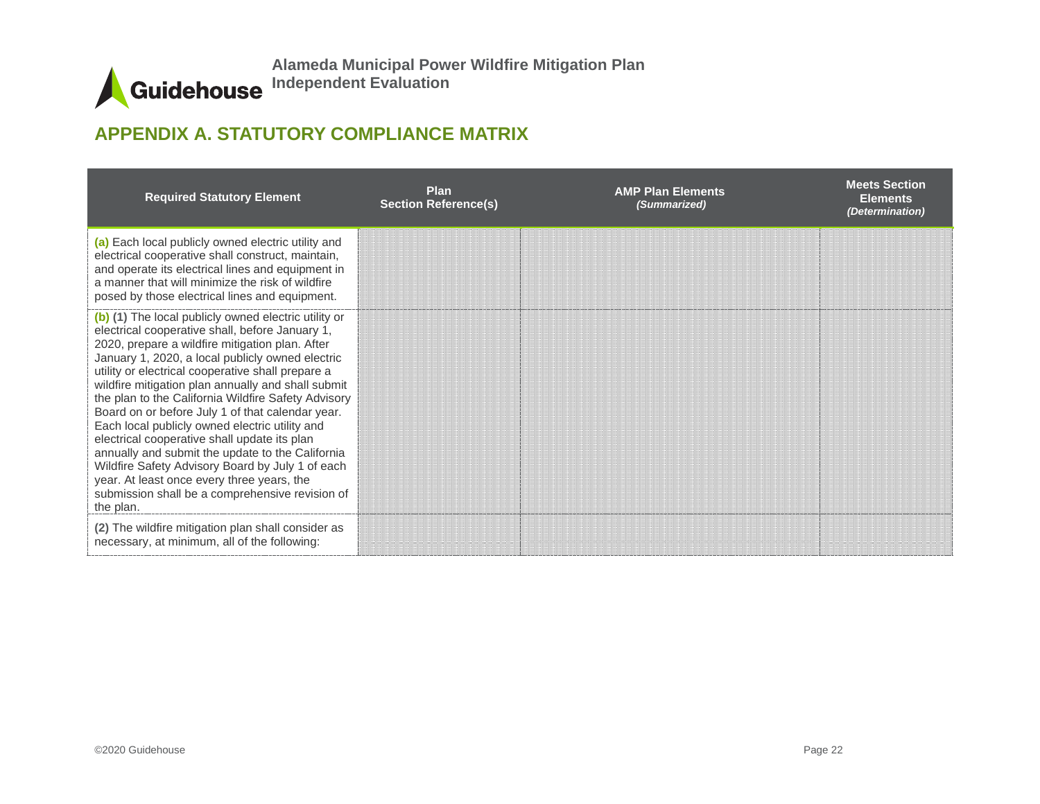## APPENDIX A. STATUTORY COMPLIANCE MATRIX

| Required Statutory Element | Plan Section Reference(s) | AMP Plan Elements *(Summarized)* | Meets Section Elements *(Determination)* |
|---|---|---|---|
| **(a)** Each local publicly owned electric utility and electrical cooperative shall construct, maintain, and operate its electrical lines and equipment in a manner that will minimize the risk of wildfire posed by those electrical lines and equipment. | | | |
| **(b)** **(1)** The local publicly owned electric utility or electrical cooperative shall, before January 1, 2020, prepare a wildfire mitigation plan. After January 1, 2020, a local publicly owned electric utility or electrical cooperative shall prepare a wildfire mitigation plan annually and shall submit the plan to the California Wildfire Safety Advisory Board on or before July 1 of that calendar year. Each local publicly owned electric utility and electrical cooperative shall update its plan annually and submit the update to the California Wildfire Safety Advisory Board by July 1 of each year. At least once every three years, the submission shall be a comprehensive revision of the plan. | | | |
| **(2)** The wildfire mitigation plan shall consider as necessary, at minimum, all of the following: | | | |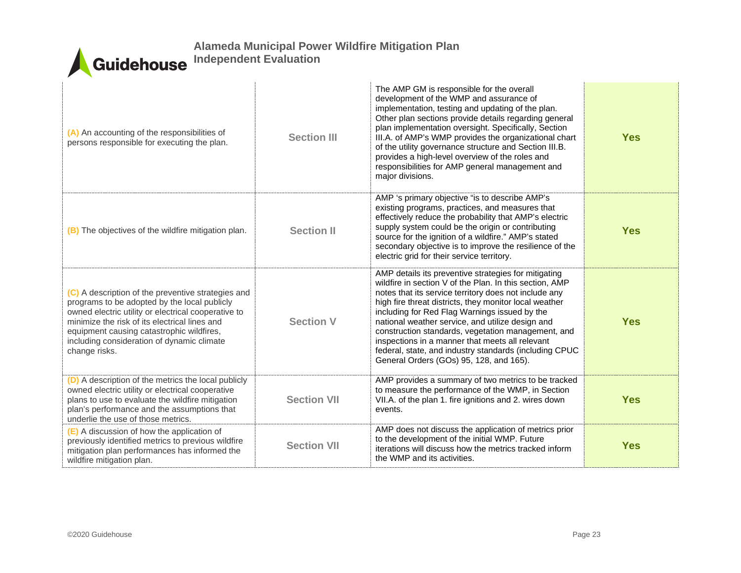| | | | |
|---|---|---|---|
| (A) An accounting of the responsibilities of persons responsible for executing the plan. | Section III | The AMP GM is responsible for the overall development of the WMP and assurance of implementation, testing and updating of the plan. Other plan sections provide details regarding general plan implementation oversight. Specifically, Section III.A. of AMP's WMP provides the organizational chart of the utility governance structure and Section III.B. provides a high-level overview of the roles and responsibilities for AMP general management and major divisions. | Yes |
| (B) The objectives of the wildfire mitigation plan. | Section II | AMP 's primary objective "is to describe AMP's existing programs, practices, and measures that effectively reduce the probability that AMP's electric supply system could be the origin or contributing source for the ignition of a wildfire." AMP's stated secondary objective is to improve the resilience of the electric grid for their service territory. | Yes |
| (C) A description of the preventive strategies and programs to be adopted by the local publicly owned electric utility or electrical cooperative to minimize the risk of its electrical lines and equipment causing catastrophic wildfires, including consideration of dynamic climate change risks. | Section V | AMP details its preventive strategies for mitigating wildfire in section V of the Plan. In this section, AMP notes that its service territory does not include any high fire threat districts, they monitor local weather including for Red Flag Warnings issued by the national weather service, and utilize design and construction standards, vegetation management, and inspections in a manner that meets all relevant federal, state, and industry standards (including CPUC General Orders (GOs) 95, 128, and 165). | Yes |
| (D) A description of the metrics the local publicly owned electric utility or electrical cooperative plans to use to evaluate the wildfire mitigation plan's performance and the assumptions that underlie the use of those metrics. | Section VII | AMP provides a summary of two metrics to be tracked to measure the performance of the WMP, in Section VII.A. of the plan 1. fire ignitions and 2. wires down events. | Yes |
| (E) A discussion of how the application of previously identified metrics to previous wildfire mitigation plan performances has informed the wildfire mitigation plan. | Section VII | AMP does not discuss the application of metrics prior to the development of the initial WMP. Future iterations will discuss how the metrics tracked inform the WMP and its activities. | Yes |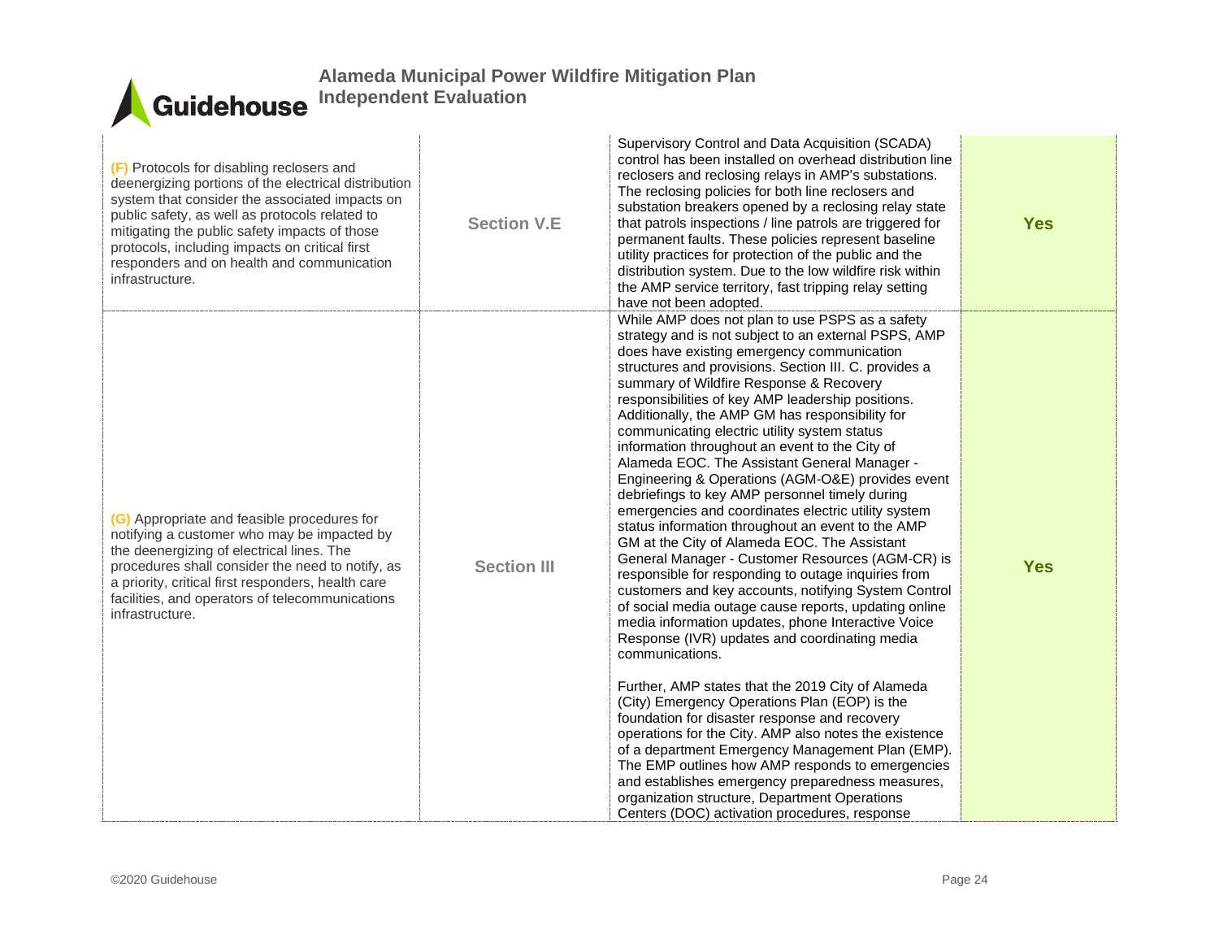| | | | |
|---|---|---|---|
| **(F)** Protocols for disabling reclosers and deenergizing portions of the electrical distribution system that consider the associated impacts on public safety, as well as protocols related to mitigating the public safety impacts of those protocols, including impacts on critical first responders and on health and communication infrastructure. | Section V.E | Supervisory Control and Data Acquisition (SCADA) control has been installed on overhead distribution line reclosers and reclosing relays in AMP's substations. The reclosing policies for both line reclosers and substation breakers opened by a reclosing relay state that patrols inspections / line patrols are triggered for permanent faults. These policies represent baseline utility practices for protection of the public and the distribution system. Due to the low wildfire risk within the AMP service territory, fast tripping relay setting have not been adopted. | **Yes** |
| **(G)** Appropriate and feasible procedures for notifying a customer who may be impacted by the deenergizing of electrical lines. The procedures shall consider the need to notify, as a priority, critical first responders, health care facilities, and operators of telecommunications infrastructure. | Section III | While AMP does not plan to use PSPS as a safety strategy and is not subject to an external PSPS, AMP does have existing emergency communication structures and provisions. Section III. C. provides a summary of Wildfire Response & Recovery responsibilities of key AMP leadership positions. Additionally, the AMP GM has responsibility for communicating electric utility system status information throughout an event to the City of Alameda EOC. The Assistant General Manager - Engineering & Operations (AGM-O&E) provides event debriefings to key AMP personnel timely during emergencies and coordinates electric utility system status information throughout an event to the AMP GM at the City of Alameda EOC. The Assistant General Manager - Customer Resources (AGM-CR) is responsible for responding to outage inquiries from customers and key accounts, notifying System Control of social media outage cause reports, updating online media information updates, phone Interactive Voice Response (IVR) updates and coordinating media communications.<br><br>Further, AMP states that the 2019 City of Alameda (City) Emergency Operations Plan (EOP) is the foundation for disaster response and recovery operations for the City. AMP also notes the existence of a department Emergency Management Plan (EMP). The EMP outlines how AMP responds to emergencies and establishes emergency preparedness measures, organization structure, Department Operations Centers (DOC) activation procedures, response | **Yes** |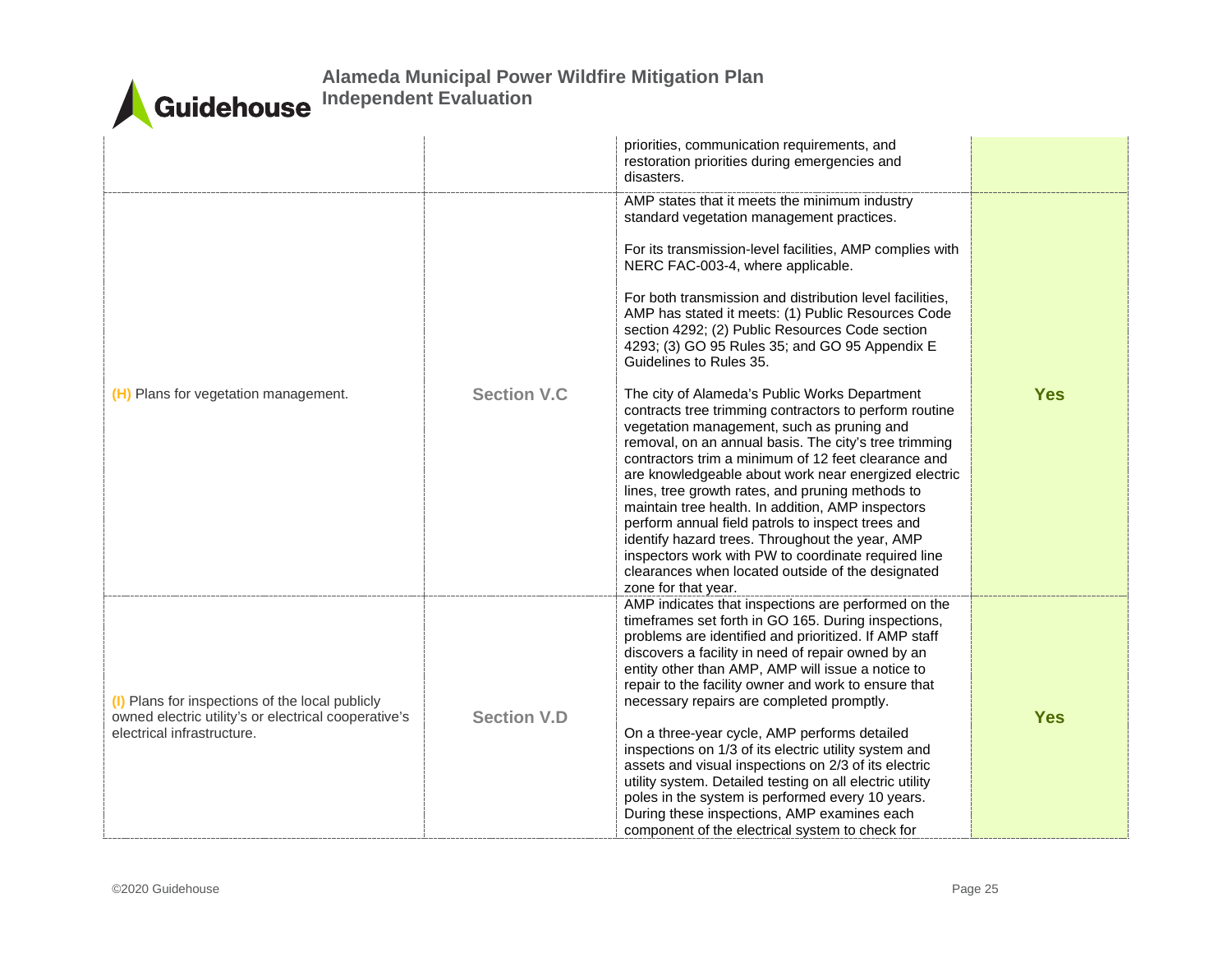| | | | |
|---|---|---|---|
| | | priorities, communication requirements, and restoration priorities during emergencies and disasters. | |
| (H) Plans for vegetation management. | Section V.C | AMP states that it meets the minimum industry standard vegetation management practices.<br><br>For its transmission-level facilities, AMP complies with NERC FAC-003-4, where applicable.<br><br>For both transmission and distribution level facilities, AMP has stated it meets: (1) Public Resources Code section 4292; (2) Public Resources Code section 4293; (3) GO 95 Rules 35; and GO 95 Appendix E Guidelines to Rules 35.<br><br>The city of Alameda's Public Works Department contracts tree trimming contractors to perform routine vegetation management, such as pruning and removal, on an annual basis. The city's tree trimming contractors trim a minimum of 12 feet clearance and are knowledgeable about work near energized electric lines, tree growth rates, and pruning methods to maintain tree health. In addition, AMP inspectors perform annual field patrols to inspect trees and identify hazard trees. Throughout the year, AMP inspectors work with PW to coordinate required line clearances when located outside of the designated zone for that year. | Yes |
| (I) Plans for inspections of the local publicly owned electric utility's or electrical cooperative's electrical infrastructure. | Section V.D | AMP indicates that inspections are performed on the timeframes set forth in GO 165. During inspections, problems are identified and prioritized. If AMP staff discovers a facility in need of repair owned by an entity other than AMP, AMP will issue a notice to repair to the facility owner and work to ensure that necessary repairs are completed promptly.<br><br>On a three-year cycle, AMP performs detailed inspections on 1/3 of its electric utility system and assets and visual inspections on 2/3 of its electric utility system. Detailed testing on all electric utility poles in the system is performed every 10 years. During these inspections, AMP examines each component of the electrical system to check for | Yes |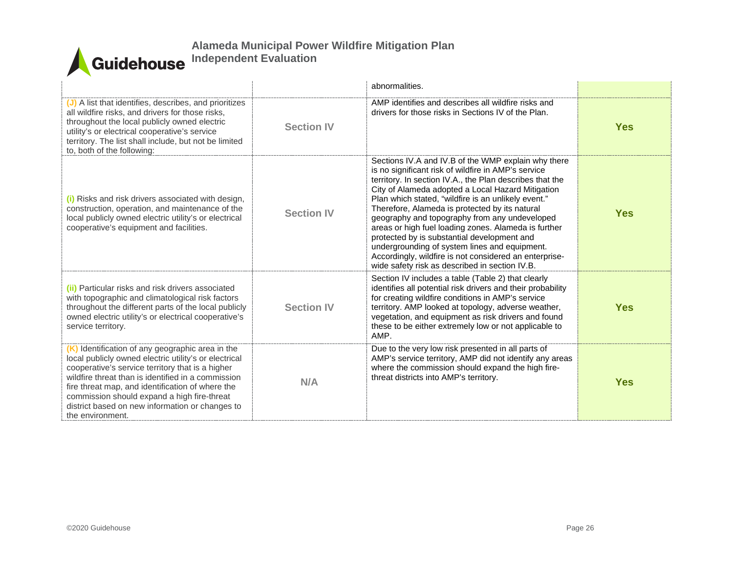|  |  | abnormalities. |  |
|---|---|---|---|
| (J) A list that identifies, describes, and prioritizes all wildfire risks, and drivers for those risks, throughout the local publicly owned electric utility's or electrical cooperative's service territory. The list shall include, but not be limited to, both of the following: | **Section IV** | AMP identifies and describes all wildfire risks and drivers for those risks in Sections IV of the Plan. | **Yes** |
| (i) Risks and risk drivers associated with design, construction, operation, and maintenance of the local publicly owned electric utility's or electrical cooperative's equipment and facilities. | **Section IV** | Sections IV.A and IV.B of the WMP explain why there is no significant risk of wildfire in AMP's service territory. In section IV.A., the Plan describes that the City of Alameda adopted a Local Hazard Mitigation Plan which stated, "wildfire is an unlikely event." Therefore, Alameda is protected by its natural geography and topography from any undeveloped areas or high fuel loading zones. Alameda is further protected by is substantial development and undergrounding of system lines and equipment. Accordingly, wildfire is not considered an enterprise-wide safety risk as described in section IV.B. | **Yes** |
| (ii) Particular risks and risk drivers associated with topographic and climatological risk factors throughout the different parts of the local publicly owned electric utility's or electrical cooperative's service territory. | **Section IV** | Section IV includes a table (Table 2) that clearly identifies all potential risk drivers and their probability for creating wildfire conditions in AMP's service territory. AMP looked at topology, adverse weather, vegetation, and equipment as risk drivers and found these to be either extremely low or not applicable to AMP. | **Yes** |
| (K) Identification of any geographic area in the local publicly owned electric utility's or electrical cooperative's service territory that is a higher wildfire threat than is identified in a commission fire threat map, and identification of where the commission should expand a high fire-threat district based on new information or changes to the environment. | **N/A** | Due to the very low risk presented in all parts of AMP's service territory, AMP did not identify any areas where the commission should expand the high fire-threat districts into AMP's territory. | **Yes** |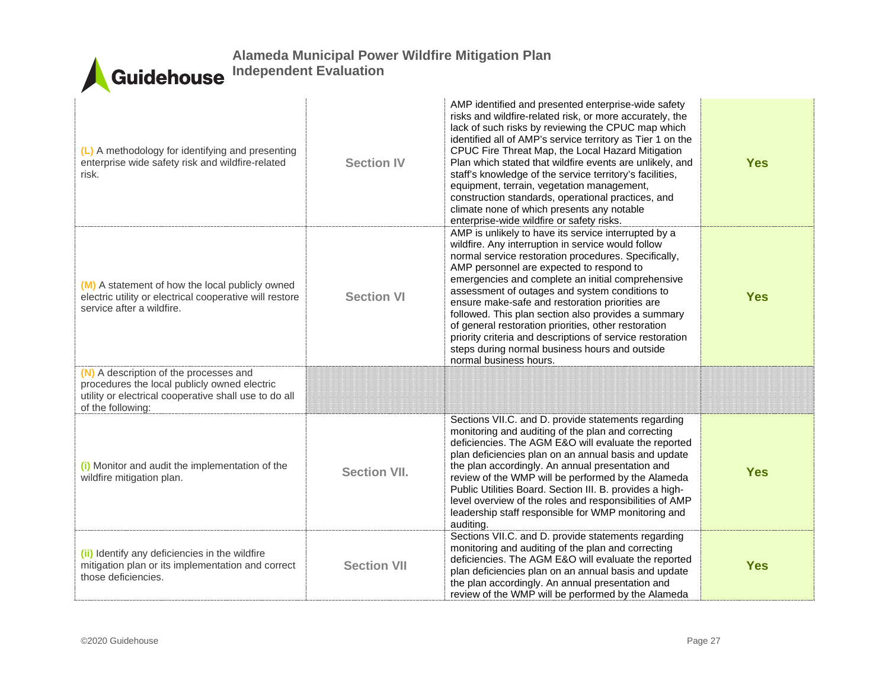| | | | |
|---|---|---|---|
| (L) A methodology for identifying and presenting enterprise wide safety risk and wildfire-related risk. | Section IV | AMP identified and presented enterprise-wide safety risks and wildfire-related risk, or more accurately, the lack of such risks by reviewing the CPUC map which identified all of AMP's service territory as Tier 1 on the CPUC Fire Threat Map, the Local Hazard Mitigation Plan which stated that wildfire events are unlikely, and staff's knowledge of the service territory's facilities, equipment, terrain, vegetation management, construction standards, operational practices, and climate none of which presents any notable enterprise-wide wildfire or safety risks. | Yes |
| (M) A statement of how the local publicly owned electric utility or electrical cooperative will restore service after a wildfire. | Section VI | AMP is unlikely to have its service interrupted by a wildfire. Any interruption in service would follow normal service restoration procedures. Specifically, AMP personnel are expected to respond to emergencies and complete an initial comprehensive assessment of outages and system conditions to ensure make-safe and restoration priorities are followed. This plan section also provides a summary of general restoration priorities, other restoration priority criteria and descriptions of service restoration steps during normal business hours and outside normal business hours. | Yes |
| (N) A description of the processes and procedures the local publicly owned electric utility or electrical cooperative shall use to do all of the following: | | | |
| (i) Monitor and audit the implementation of the wildfire mitigation plan. | Section VII. | Sections VII.C. and D. provide statements regarding monitoring and auditing of the plan and correcting deficiencies. The AGM E&O will evaluate the reported plan deficiencies plan on an annual basis and update the plan accordingly. An annual presentation and review of the WMP will be performed by the Alameda Public Utilities Board. Section III. B. provides a high-level overview of the roles and responsibilities of AMP leadership staff responsible for WMP monitoring and auditing. | Yes |
| (ii) Identify any deficiencies in the wildfire mitigation plan or its implementation and correct those deficiencies. | Section VII | Sections VII.C. and D. provide statements regarding monitoring and auditing of the plan and correcting deficiencies. The AGM E&O will evaluate the reported plan deficiencies plan on an annual basis and update the plan accordingly. An annual presentation and review of the WMP will be performed by the Alameda | Yes |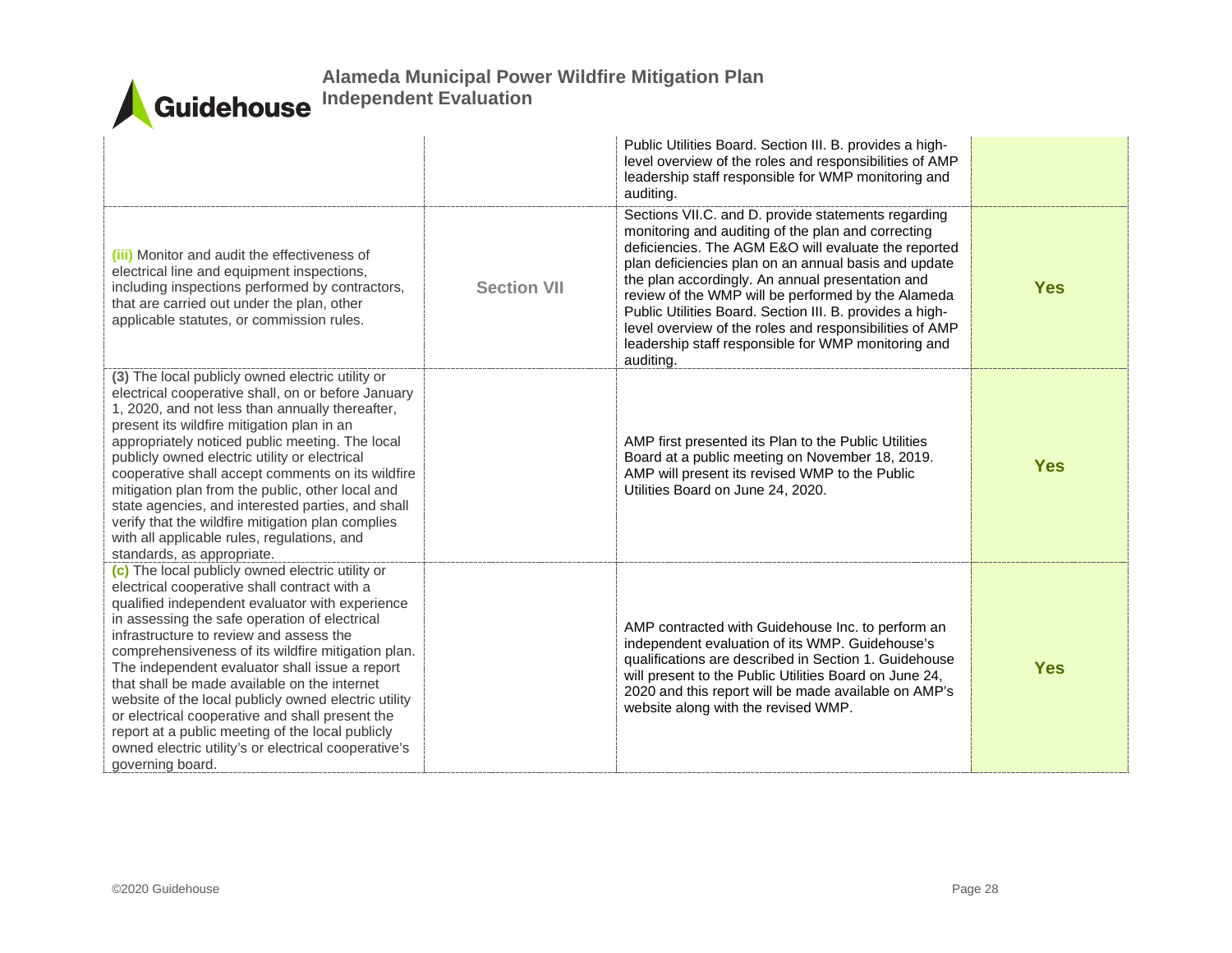| | | | |
|---|---|---|---|
| | | Public Utilities Board. Section III. B. provides a high-level overview of the roles and responsibilities of AMP leadership staff responsible for WMP monitoring and auditing. | |
| **(iii)** Monitor and audit the effectiveness of electrical line and equipment inspections, including inspections performed by contractors, that are carried out under the plan, other applicable statutes, or commission rules. | **Section VII** | Sections VII.C. and D. provide statements regarding monitoring and auditing of the plan and correcting deficiencies. The AGM E&O will evaluate the reported plan deficiencies plan on an annual basis and update the plan accordingly. An annual presentation and review of the WMP will be performed by the Alameda Public Utilities Board. Section III. B. provides a high-level overview of the roles and responsibilities of AMP leadership staff responsible for WMP monitoring and auditing. | **Yes** |
| **(3)** The local publicly owned electric utility or electrical cooperative shall, on or before January 1, 2020, and not less than annually thereafter, present its wildfire mitigation plan in an appropriately noticed public meeting. The local publicly owned electric utility or electrical cooperative shall accept comments on its wildfire mitigation plan from the public, other local and state agencies, and interested parties, and shall verify that the wildfire mitigation plan complies with all applicable rules, regulations, and standards, as appropriate. | | AMP first presented its Plan to the Public Utilities Board at a public meeting on November 18, 2019. AMP will present its revised WMP to the Public Utilities Board on June 24, 2020. | **Yes** |
| **(c)** The local publicly owned electric utility or electrical cooperative shall contract with a qualified independent evaluator with experience in assessing the safe operation of electrical infrastructure to review and assess the comprehensiveness of its wildfire mitigation plan. The independent evaluator shall issue a report that shall be made available on the internet website of the local publicly owned electric utility or electrical cooperative and shall present the report at a public meeting of the local publicly owned electric utility's or electrical cooperative's governing board. | | AMP contracted with Guidehouse Inc. to perform an independent evaluation of its WMP. Guidehouse's qualifications are described in Section 1. Guidehouse will present to the Public Utilities Board on June 24, 2020 and this report will be made available on AMP's website along with the revised WMP. | **Yes** |